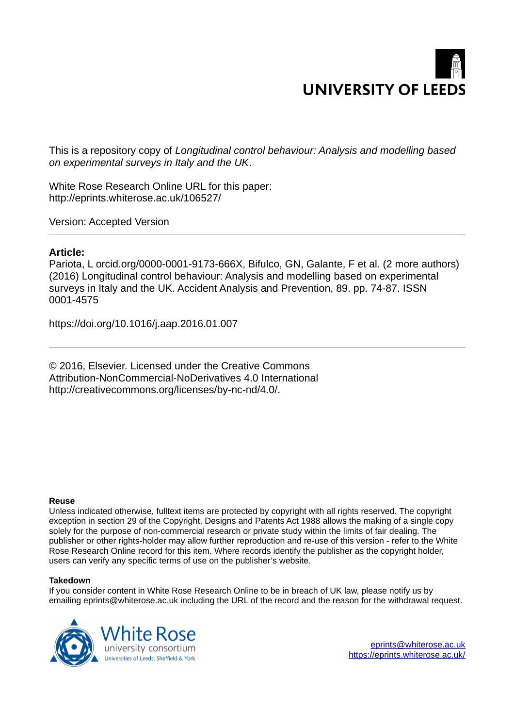UNIVERSITY OF LEEDS

This is a repository copy of *Longitudinal control behaviour: Analysis and modelling based on experimental surveys in Italy and the UK*.

White Rose Research Online URL for this paper:
http://eprints.whiterose.ac.uk/106527/

Version: Accepted Version

---

**Article:**

Pariota, L orcid.org/0000-0001-9173-666X, Bifulco, GN, Galante, F et al. (2 more authors) (2016) Longitudinal control behaviour: Analysis and modelling based on experimental surveys in Italy and the UK. Accident Analysis and Prevention, 89. pp. 74-87. ISSN 0001-4575

https://doi.org/10.1016/j.aap.2016.01.007

---

© 2016, Elsevier. Licensed under the Creative Commons Attribution-NonCommercial-NoDerivatives 4.0 International http://creativecommons.org/licenses/by-nc-nd/4.0/.

**Reuse**

Unless indicated otherwise, fulltext items are protected by copyright with all rights reserved. The copyright exception in section 29 of the Copyright, Designs and Patents Act 1988 allows the making of a single copy solely for the purpose of non-commercial research or private study within the limits of fair dealing. The publisher or other rights-holder may allow further reproduction and re-use of this version - refer to the White Rose Research Online record for this item. Where records identify the publisher as the copyright holder, users can verify any specific terms of use on the publisher's website.

**Takedown**

If you consider content in White Rose Research Online to be in breach of UK law, please notify us by emailing eprints@whiterose.ac.uk including the URL of the record and the reason for the withdrawal request.

White Rose university consortium
Universities of Leeds, Sheffield & York

eprints@whiterose.ac.uk
https://eprints.whiterose.ac.uk/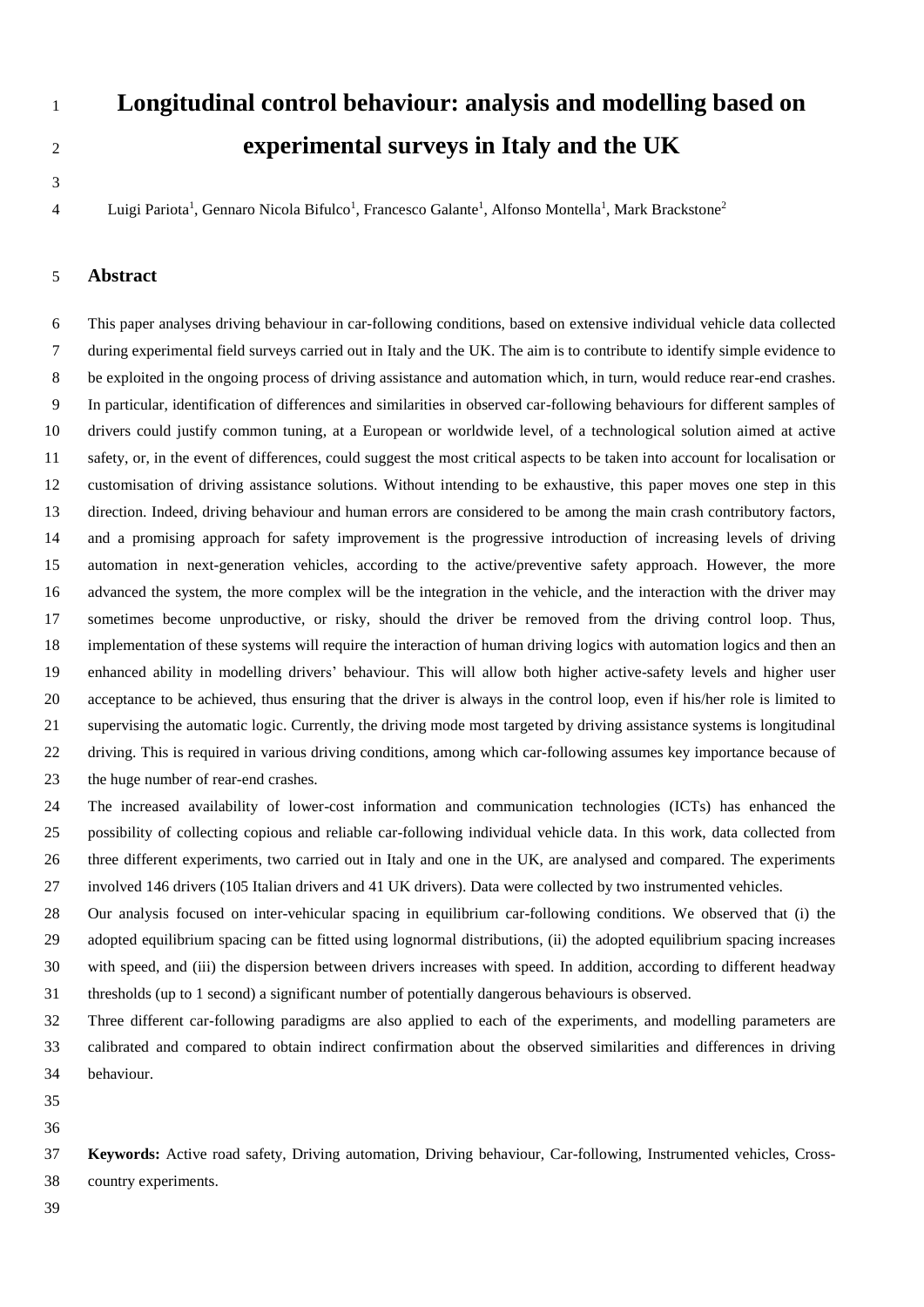# Longitudinal control behaviour: analysis and modelling based on experimental surveys in Italy and the UK

Luigi Pariota[1], Gennaro Nicola Bifulco[1], Francesco Galante[1], Alfonso Montella[1], Mark Brackstone[2]

## Abstract

This paper analyses driving behaviour in car-following conditions, based on extensive individual vehicle data collected during experimental field surveys carried out in Italy and the UK. The aim is to contribute to identify simple evidence to be exploited in the ongoing process of driving assistance and automation which, in turn, would reduce rear-end crashes. In particular, identification of differences and similarities in observed car-following behaviours for different samples of drivers could justify common tuning, at a European or worldwide level, of a technological solution aimed at active safety, or, in the event of differences, could suggest the most critical aspects to be taken into account for localisation or customisation of driving assistance solutions. Without intending to be exhaustive, this paper moves one step in this direction. Indeed, driving behaviour and human errors are considered to be among the main crash contributory factors, and a promising approach for safety improvement is the progressive introduction of increasing levels of driving automation in next-generation vehicles, according to the active/preventive safety approach. However, the more advanced the system, the more complex will be the integration in the vehicle, and the interaction with the driver may sometimes become unproductive, or risky, should the driver be removed from the driving control loop. Thus, implementation of these systems will require the interaction of human driving logics with automation logics and then an enhanced ability in modelling drivers' behaviour. This will allow both higher active-safety levels and higher user acceptance to be achieved, thus ensuring that the driver is always in the control loop, even if his/her role is limited to supervising the automatic logic. Currently, the driving mode most targeted by driving assistance systems is longitudinal driving. This is required in various driving conditions, among which car-following assumes key importance because of the huge number of rear-end crashes.

The increased availability of lower-cost information and communication technologies (ICTs) has enhanced the possibility of collecting copious and reliable car-following individual vehicle data. In this work, data collected from three different experiments, two carried out in Italy and one in the UK, are analysed and compared. The experiments involved 146 drivers (105 Italian drivers and 41 UK drivers). Data were collected by two instrumented vehicles.

Our analysis focused on inter-vehicular spacing in equilibrium car-following conditions. We observed that (i) the adopted equilibrium spacing can be fitted using lognormal distributions, (ii) the adopted equilibrium spacing increases with speed, and (iii) the dispersion between drivers increases with speed. In addition, according to different headway thresholds (up to 1 second) a significant number of potentially dangerous behaviours is observed.

Three different car-following paradigms are also applied to each of the experiments, and modelling parameters are calibrated and compared to obtain indirect confirmation about the observed similarities and differences in driving behaviour.

**Keywords:** Active road safety, Driving automation, Driving behaviour, Car-following, Instrumented vehicles, Cross-country experiments.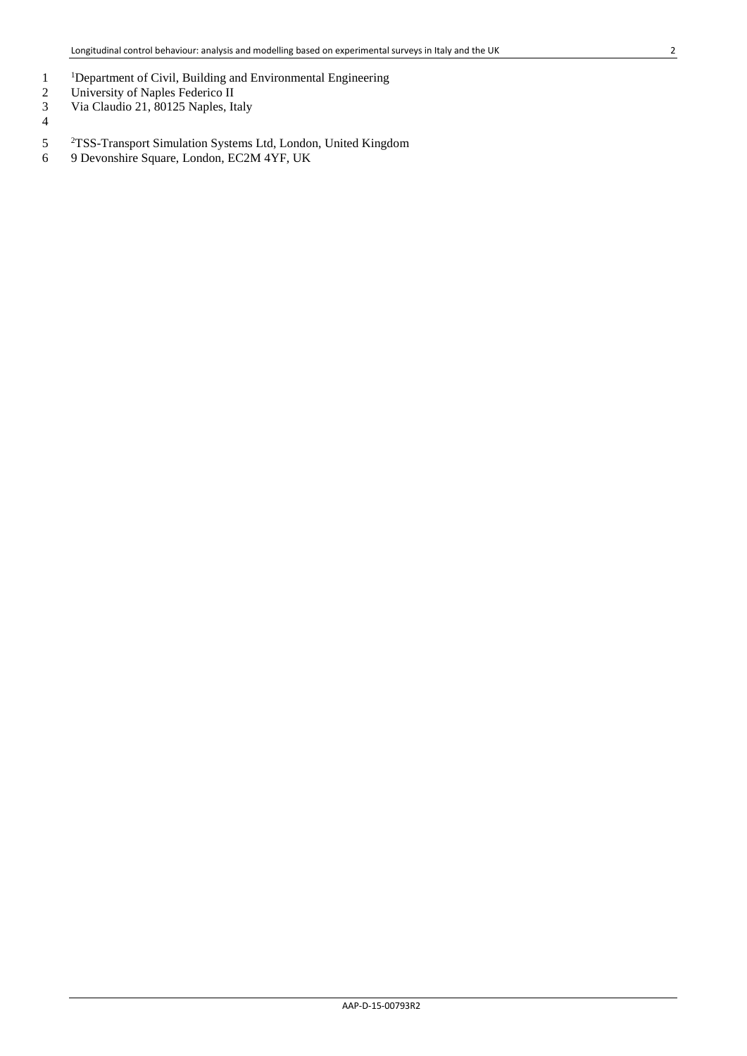[1]Department of Civil, Building and Environmental Engineering
University of Naples Federico II
Via Claudio 21, 80125 Naples, Italy

[2]TSS-Transport Simulation Systems Ltd, London, United Kingdom
9 Devonshire Square, London, EC2M 4YF, UK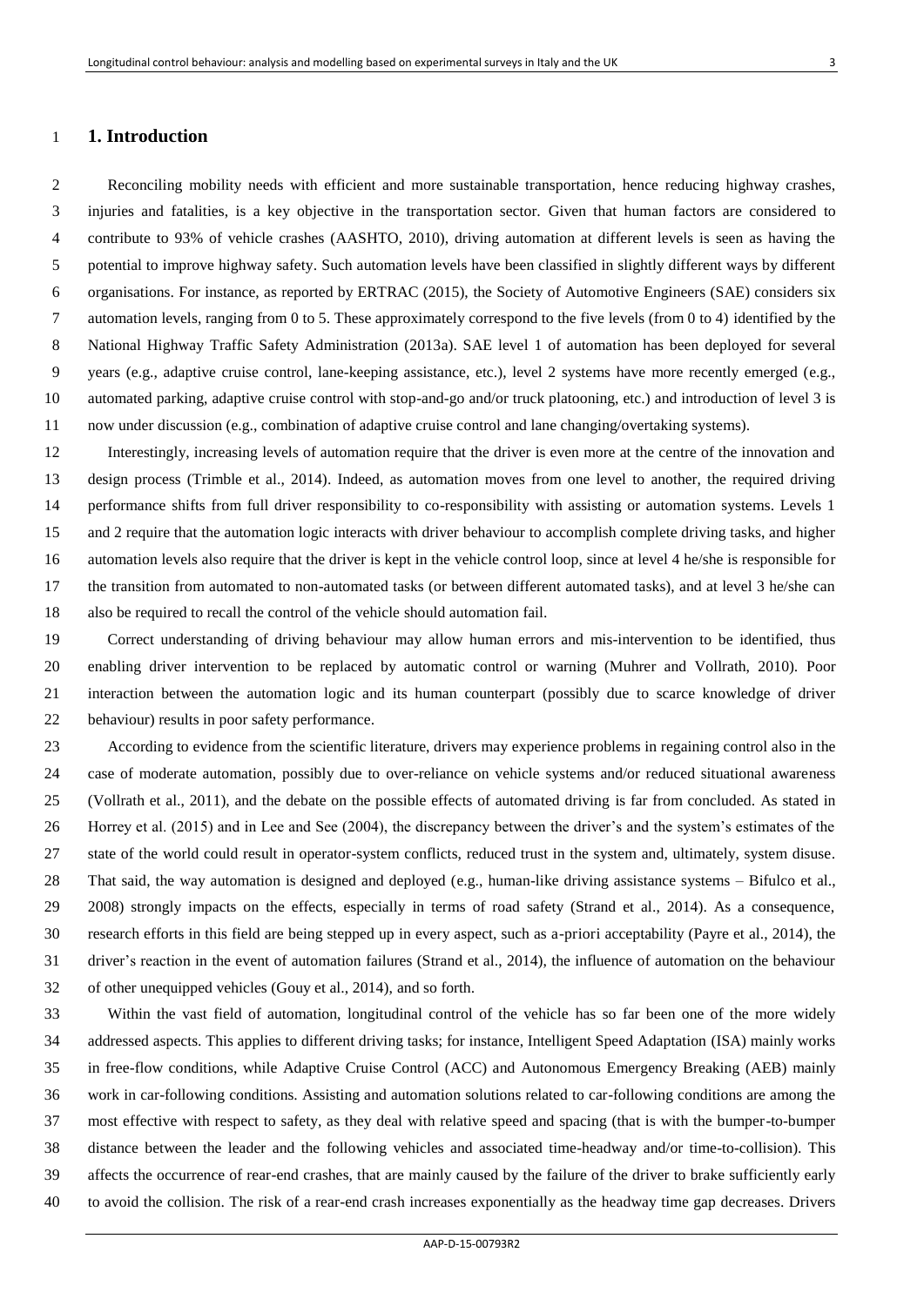# 1. Introduction

Reconciling mobility needs with efficient and more sustainable transportation, hence reducing highway crashes, injuries and fatalities, is a key objective in the transportation sector. Given that human factors are considered to contribute to 93% of vehicle crashes (AASHTO, 2010), driving automation at different levels is seen as having the potential to improve highway safety. Such automation levels have been classified in slightly different ways by different organisations. For instance, as reported by ERTRAC (2015), the Society of Automotive Engineers (SAE) considers six automation levels, ranging from 0 to 5. These approximately correspond to the five levels (from 0 to 4) identified by the National Highway Traffic Safety Administration (2013a). SAE level 1 of automation has been deployed for several years (e.g., adaptive cruise control, lane-keeping assistance, etc.), level 2 systems have more recently emerged (e.g., automated parking, adaptive cruise control with stop-and-go and/or truck platooning, etc.) and introduction of level 3 is now under discussion (e.g., combination of adaptive cruise control and lane changing/overtaking systems).

Interestingly, increasing levels of automation require that the driver is even more at the centre of the innovation and design process (Trimble et al., 2014). Indeed, as automation moves from one level to another, the required driving performance shifts from full driver responsibility to co-responsibility with assisting or automation systems. Levels 1 and 2 require that the automation logic interacts with driver behaviour to accomplish complete driving tasks, and higher automation levels also require that the driver is kept in the vehicle control loop, since at level 4 he/she is responsible for the transition from automated to non-automated tasks (or between different automated tasks), and at level 3 he/she can also be required to recall the control of the vehicle should automation fail.

Correct understanding of driving behaviour may allow human errors and mis-intervention to be identified, thus enabling driver intervention to be replaced by automatic control or warning (Muhrer and Vollrath, 2010). Poor interaction between the automation logic and its human counterpart (possibly due to scarce knowledge of driver behaviour) results in poor safety performance.

According to evidence from the scientific literature, drivers may experience problems in regaining control also in the case of moderate automation, possibly due to over-reliance on vehicle systems and/or reduced situational awareness (Vollrath et al., 2011), and the debate on the possible effects of automated driving is far from concluded. As stated in Horrey et al. (2015) and in Lee and See (2004), the discrepancy between the driver's and the system's estimates of the state of the world could result in operator-system conflicts, reduced trust in the system and, ultimately, system disuse. That said, the way automation is designed and deployed (e.g., human-like driving assistance systems – Bifulco et al., 2008) strongly impacts on the effects, especially in terms of road safety (Strand et al., 2014). As a consequence, research efforts in this field are being stepped up in every aspect, such as a-priori acceptability (Payre et al., 2014), the driver's reaction in the event of automation failures (Strand et al., 2014), the influence of automation on the behaviour of other unequipped vehicles (Gouy et al., 2014), and so forth.

Within the vast field of automation, longitudinal control of the vehicle has so far been one of the more widely addressed aspects. This applies to different driving tasks; for instance, Intelligent Speed Adaptation (ISA) mainly works in free-flow conditions, while Adaptive Cruise Control (ACC) and Autonomous Emergency Breaking (AEB) mainly work in car-following conditions. Assisting and automation solutions related to car-following conditions are among the most effective with respect to safety, as they deal with relative speed and spacing (that is with the bumper-to-bumper distance between the leader and the following vehicles and associated time-headway and/or time-to-collision). This affects the occurrence of rear-end crashes, that are mainly caused by the failure of the driver to brake sufficiently early to avoid the collision. The risk of a rear-end crash increases exponentially as the headway time gap decreases. Drivers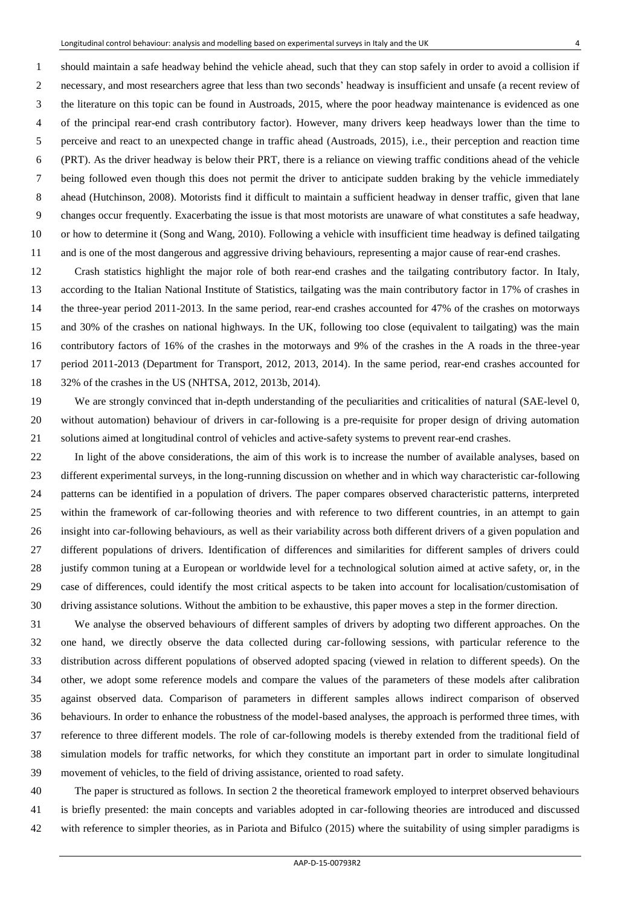should maintain a safe headway behind the vehicle ahead, such that they can stop safely in order to avoid a collision if necessary, and most researchers agree that less than two seconds' headway is insufficient and unsafe (a recent review of the literature on this topic can be found in Austroads, 2015, where the poor headway maintenance is evidenced as one of the principal rear-end crash contributory factor). However, many drivers keep headways lower than the time to perceive and react to an unexpected change in traffic ahead (Austroads, 2015), i.e., their perception and reaction time (PRT). As the driver headway is below their PRT, there is a reliance on viewing traffic conditions ahead of the vehicle being followed even though this does not permit the driver to anticipate sudden braking by the vehicle immediately ahead (Hutchinson, 2008). Motorists find it difficult to maintain a sufficient headway in denser traffic, given that lane changes occur frequently. Exacerbating the issue is that most motorists are unaware of what constitutes a safe headway, or how to determine it (Song and Wang, 2010). Following a vehicle with insufficient time headway is defined tailgating and is one of the most dangerous and aggressive driving behaviours, representing a major cause of rear-end crashes.

Crash statistics highlight the major role of both rear-end crashes and the tailgating contributory factor. In Italy, according to the Italian National Institute of Statistics, tailgating was the main contributory factor in 17% of crashes in the three-year period 2011-2013. In the same period, rear-end crashes accounted for 47% of the crashes on motorways and 30% of the crashes on national highways. In the UK, following too close (equivalent to tailgating) was the main contributory factors of 16% of the crashes in the motorways and 9% of the crashes in the A roads in the three-year period 2011-2013 (Department for Transport, 2012, 2013, 2014). In the same period, rear-end crashes accounted for 32% of the crashes in the US (NHTSA, 2012, 2013b, 2014).

We are strongly convinced that in-depth understanding of the peculiarities and criticalities of natural (SAE-level 0, without automation) behaviour of drivers in car-following is a pre-requisite for proper design of driving automation solutions aimed at longitudinal control of vehicles and active-safety systems to prevent rear-end crashes.

In light of the above considerations, the aim of this work is to increase the number of available analyses, based on different experimental surveys, in the long-running discussion on whether and in which way characteristic car-following patterns can be identified in a population of drivers. The paper compares observed characteristic patterns, interpreted within the framework of car-following theories and with reference to two different countries, in an attempt to gain insight into car-following behaviours, as well as their variability across both different drivers of a given population and different populations of drivers. Identification of differences and similarities for different samples of drivers could justify common tuning at a European or worldwide level for a technological solution aimed at active safety, or, in the case of differences, could identify the most critical aspects to be taken into account for localisation/customisation of driving assistance solutions. Without the ambition to be exhaustive, this paper moves a step in the former direction.

We analyse the observed behaviours of different samples of drivers by adopting two different approaches. On the one hand, we directly observe the data collected during car-following sessions, with particular reference to the distribution across different populations of observed adopted spacing (viewed in relation to different speeds). On the other, we adopt some reference models and compare the values of the parameters of these models after calibration against observed data. Comparison of parameters in different samples allows indirect comparison of observed behaviours. In order to enhance the robustness of the model-based analyses, the approach is performed three times, with reference to three different models. The role of car-following models is thereby extended from the traditional field of simulation models for traffic networks, for which they constitute an important part in order to simulate longitudinal movement of vehicles, to the field of driving assistance, oriented to road safety.

The paper is structured as follows. In section 2 the theoretical framework employed to interpret observed behaviours is briefly presented: the main concepts and variables adopted in car-following theories are introduced and discussed with reference to simpler theories, as in Pariota and Bifulco (2015) where the suitability of using simpler paradigms is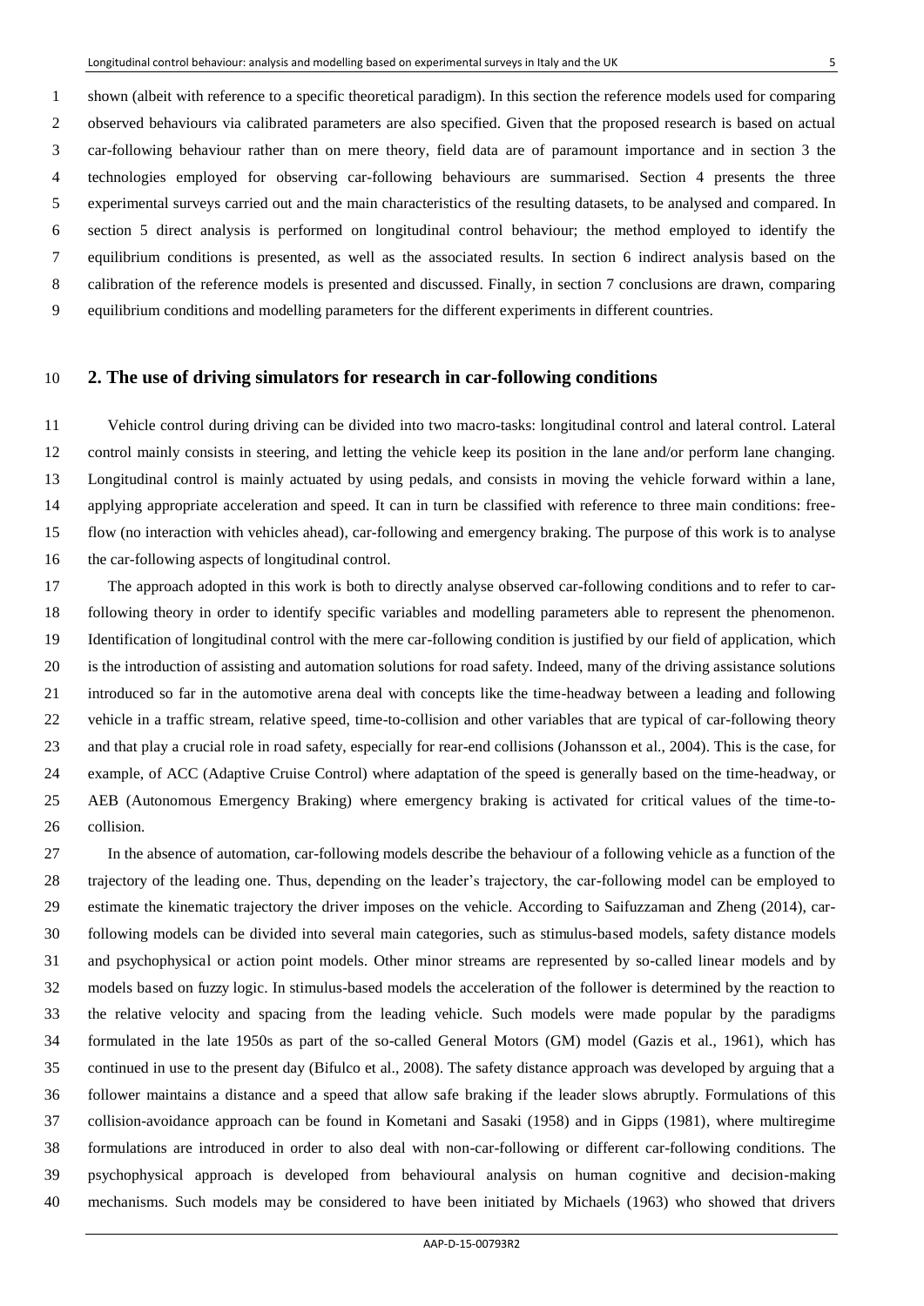shown (albeit with reference to a specific theoretical paradigm). In this section the reference models used for comparing observed behaviours via calibrated parameters are also specified. Given that the proposed research is based on actual car-following behaviour rather than on mere theory, field data are of paramount importance and in section 3 the technologies employed for observing car-following behaviours are summarised. Section 4 presents the three experimental surveys carried out and the main characteristics of the resulting datasets, to be analysed and compared. In section 5 direct analysis is performed on longitudinal control behaviour; the method employed to identify the equilibrium conditions is presented, as well as the associated results. In section 6 indirect analysis based on the calibration of the reference models is presented and discussed. Finally, in section 7 conclusions are drawn, comparing equilibrium conditions and modelling parameters for the different experiments in different countries.

## 2. The use of driving simulators for research in car-following conditions

Vehicle control during driving can be divided into two macro-tasks: longitudinal control and lateral control. Lateral control mainly consists in steering, and letting the vehicle keep its position in the lane and/or perform lane changing. Longitudinal control is mainly actuated by using pedals, and consists in moving the vehicle forward within a lane, applying appropriate acceleration and speed. It can in turn be classified with reference to three main conditions: free-flow (no interaction with vehicles ahead), car-following and emergency braking. The purpose of this work is to analyse the car-following aspects of longitudinal control.

The approach adopted in this work is both to directly analyse observed car-following conditions and to refer to car-following theory in order to identify specific variables and modelling parameters able to represent the phenomenon. Identification of longitudinal control with the mere car-following condition is justified by our field of application, which is the introduction of assisting and automation solutions for road safety. Indeed, many of the driving assistance solutions introduced so far in the automotive arena deal with concepts like the time-headway between a leading and following vehicle in a traffic stream, relative speed, time-to-collision and other variables that are typical of car-following theory and that play a crucial role in road safety, especially for rear-end collisions (Johansson et al., 2004). This is the case, for example, of ACC (Adaptive Cruise Control) where adaptation of the speed is generally based on the time-headway, or AEB (Autonomous Emergency Braking) where emergency braking is activated for critical values of the time-to-collision.

In the absence of automation, car-following models describe the behaviour of a following vehicle as a function of the trajectory of the leading one. Thus, depending on the leader's trajectory, the car-following model can be employed to estimate the kinematic trajectory the driver imposes on the vehicle. According to Saifuzzaman and Zheng (2014), car-following models can be divided into several main categories, such as stimulus-based models, safety distance models and psychophysical or action point models. Other minor streams are represented by so-called linear models and by models based on fuzzy logic. In stimulus-based models the acceleration of the follower is determined by the reaction to the relative velocity and spacing from the leading vehicle. Such models were made popular by the paradigms formulated in the late 1950s as part of the so-called General Motors (GM) model (Gazis et al., 1961), which has continued in use to the present day (Bifulco et al., 2008). The safety distance approach was developed by arguing that a follower maintains a distance and a speed that allow safe braking if the leader slows abruptly. Formulations of this collision-avoidance approach can be found in Kometani and Sasaki (1958) and in Gipps (1981), where multiregime formulations are introduced in order to also deal with non-car-following or different car-following conditions. The psychophysical approach is developed from behavioural analysis on human cognitive and decision-making mechanisms. Such models may be considered to have been initiated by Michaels (1963) who showed that drivers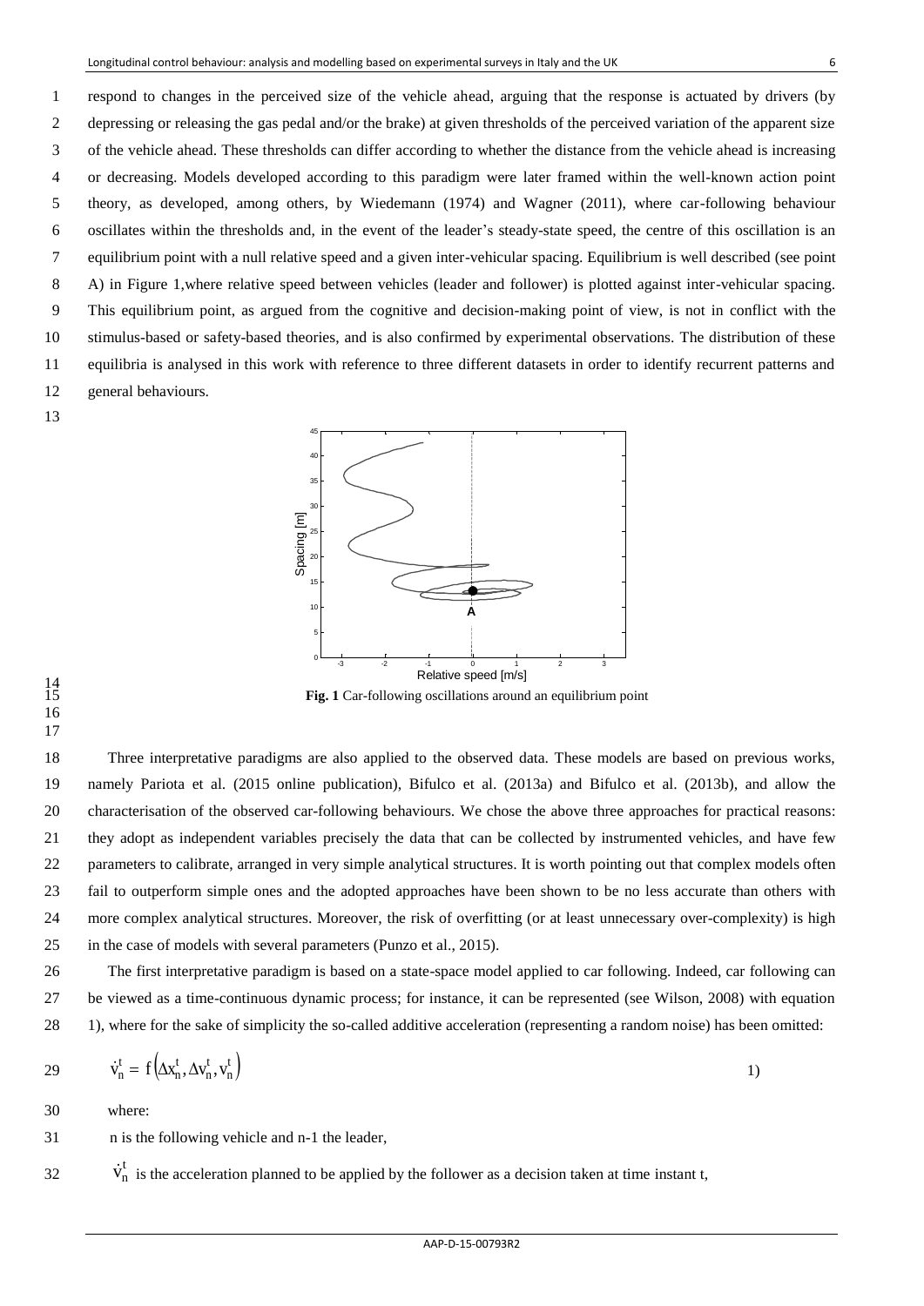respond to changes in the perceived size of the vehicle ahead, arguing that the response is actuated by drivers (by depressing or releasing the gas pedal and/or the brake) at given thresholds of the perceived variation of the apparent size of the vehicle ahead. These thresholds can differ according to whether the distance from the vehicle ahead is increasing or decreasing. Models developed according to this paradigm were later framed within the well-known action point theory, as developed, among others, by Wiedemann (1974) and Wagner (2011), where car-following behaviour oscillates within the thresholds and, in the event of the leader's steady-state speed, the centre of this oscillation is an equilibrium point with a null relative speed and a given inter-vehicular spacing. Equilibrium is well described (see point A) in Figure 1,where relative speed between vehicles (leader and follower) is plotted against inter-vehicular spacing. This equilibrium point, as argued from the cognitive and decision-making point of view, is not in conflict with the stimulus-based or safety-based theories, and is also confirmed by experimental observations. The distribution of these equilibria is analysed in this work with reference to three different datasets in order to identify recurrent patterns and general behaviours.

**Fig. 1** Car-following oscillations around an equilibrium point

Three interpretative paradigms are also applied to the observed data. These models are based on previous works, namely Pariota et al. (2015 online publication), Bifulco et al. (2013a) and Bifulco et al. (2013b), and allow the characterisation of the observed car-following behaviours. We chose the above three approaches for practical reasons: they adopt as independent variables precisely the data that can be collected by instrumented vehicles, and have few parameters to calibrate, arranged in very simple analytical structures. It is worth pointing out that complex models often fail to outperform simple ones and the adopted approaches have been shown to be no less accurate than others with more complex analytical structures. Moreover, the risk of overfitting (or at least unnecessary over-complexity) is high in the case of models with several parameters (Punzo et al., 2015).

The first interpretative paradigm is based on a state-space model applied to car following. Indeed, car following can be viewed as a time-continuous dynamic process; for instance, it can be represented (see Wilson, 2008) with equation 1), where for the sake of simplicity the so-called additive acceleration (representing a random noise) has been omitted:

$$\dot{v}_n^t = f\left(\Delta x_n^t, \Delta v_n^t, v_n^t\right) \qquad 1)$$

where:

n is the following vehicle and n-1 the leader,

$\dot{v}_n^t$ is the acceleration planned to be applied by the follower as a decision taken at time instant t,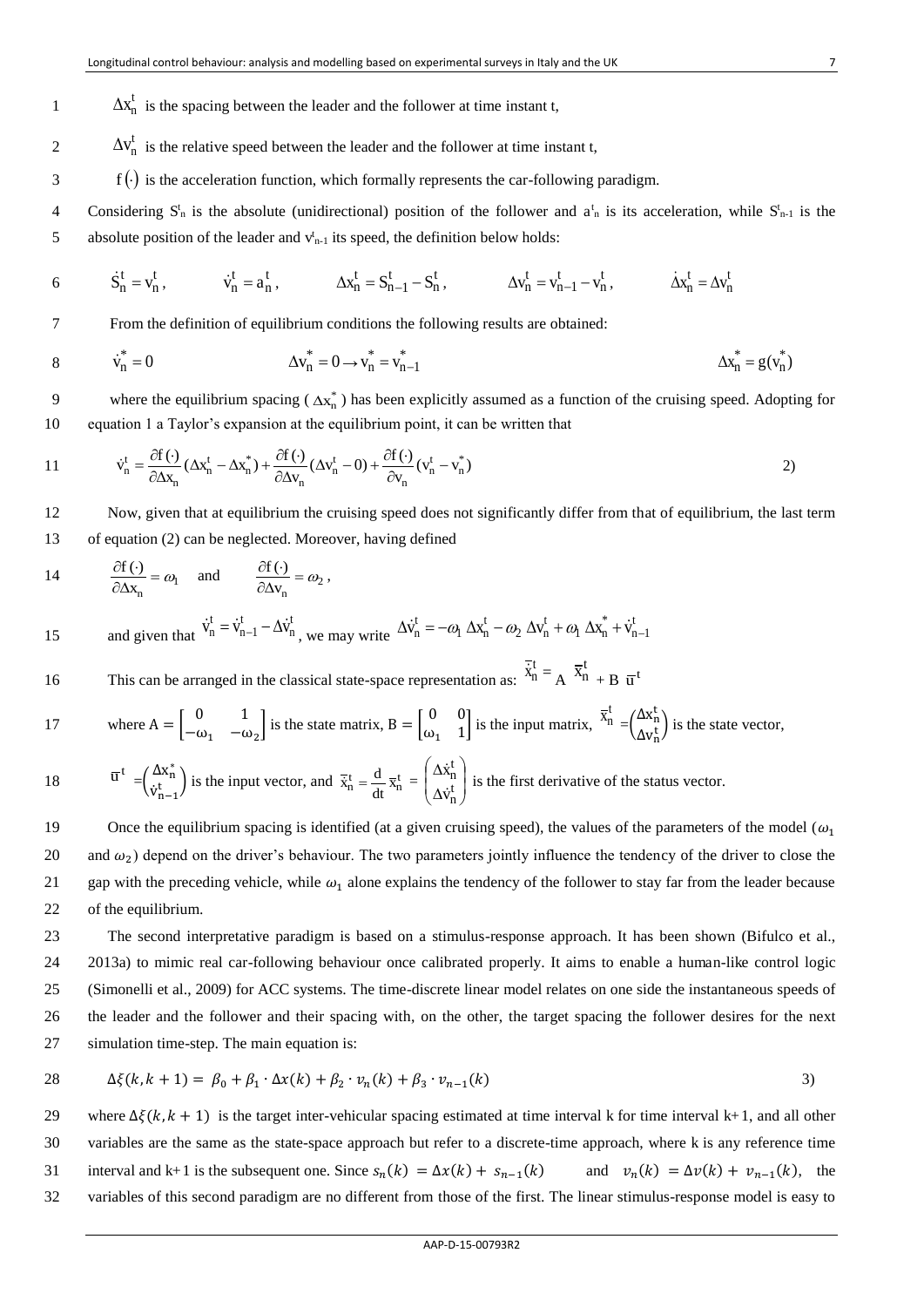$\Delta x_n^t$ is the spacing between the leader and the follower at time instant t,

$\Delta v_n^t$ is the relative speed between the leader and the follower at time instant t,

$f(\cdot)$ is the acceleration function, which formally represents the car-following paradigm.

Considering $S_n^t$ is the absolute (unidirectional) position of the follower and $a_n^t$ is its acceleration, while $S_{n-1}^t$ is the absolute position of the leader and $v_{n-1}^t$ its speed, the definition below holds:

$$\dot{S}_n^t = v_n^t, \qquad \dot{v}_n^t = a_n^t, \qquad \Delta x_n^t = S_{n-1}^t - S_n^t, \qquad \Delta v_n^t = v_{n-1}^t - v_n^t, \qquad \dot{\Delta x}_n^t = \Delta v_n^t$$

From the definition of equilibrium conditions the following results are obtained:

$$\dot{v}_n^* = 0 \qquad \Delta v_n^* = 0 \rightarrow v_n^* = v_{n-1}^* \qquad \Delta x_n^* = g(v_n^*)$$

where the equilibrium spacing ($\Delta x_n^*$) has been explicitly assumed as a function of the cruising speed. Adopting for equation 1 a Taylor's expansion at the equilibrium point, it can be written that

$$\dot{v}_n^t = \frac{\partial f(\cdot)}{\partial \Delta x_n}(\Delta x_n^t - \Delta x_n^*) + \frac{\partial f(\cdot)}{\partial \Delta v_n}(\Delta v_n^t - 0) + \frac{\partial f(\cdot)}{\partial v_n}(v_n^t - v_n^*) \tag{2}$$

Now, given that at equilibrium the cruising speed does not significantly differ from that of equilibrium, the last term of equation (2) can be neglected. Moreover, having defined

$$\frac{\partial f(\cdot)}{\partial \Delta x_n} = \omega_1 \quad \text{and} \quad \frac{\partial f(\cdot)}{\partial \Delta v_n} = \omega_2,$$

and given that $\dot{v}_n^t = \dot{v}_{n-1}^t - \Delta\dot{v}_n^t$, we may write $\Delta\dot{v}_n^t = -\omega_1 \Delta x_n^t - \omega_2 \Delta v_n^t + \omega_1 \Delta x_n^* + \dot{v}_{n-1}^t$

This can be arranged in the classical state-space representation as: $\dot{\bar{x}}_n^t = A\ \bar{x}_n^t + B\ \bar{u}^t$

where $A = \begin{bmatrix} 0 & 1 \\ -\omega_1 & -\omega_2 \end{bmatrix}$ is the state matrix, $B = \begin{bmatrix} 0 & 0 \\ \omega_1 & 1 \end{bmatrix}$ is the input matrix, $\bar{x}_n^t = \begin{pmatrix} \Delta x_n^t \\ \Delta v_n^t \end{pmatrix}$ is the state vector,

$\bar{u}^t = \begin{pmatrix} \Delta x_n^* \\ \dot{v}_{n-1}^t \end{pmatrix}$ is the input vector, and $\dot{\bar{x}}_n^t = \frac{d}{dt}\bar{x}_n^t = \begin{pmatrix} \Delta\dot{x}_n^t \\ \Delta\dot{v}_n^t \end{pmatrix}$ is the first derivative of the status vector.

Once the equilibrium spacing is identified (at a given cruising speed), the values of the parameters of the model ($\omega_1$ and $\omega_2$) depend on the driver's behaviour. The two parameters jointly influence the tendency of the driver to close the gap with the preceding vehicle, while $\omega_1$ alone explains the tendency of the follower to stay far from the leader because of the equilibrium.

The second interpretative paradigm is based on a stimulus-response approach. It has been shown (Bifulco et al., 2013a) to mimic real car-following behaviour once calibrated properly. It aims to enable a human-like control logic (Simonelli et al., 2009) for ACC systems. The time-discrete linear model relates on one side the instantaneous speeds of the leader and the follower and their spacing with, on the other, the target spacing the follower desires for the next simulation time-step. The main equation is:

$$\Delta\xi(k, k+1) = \beta_0 + \beta_1 \cdot \Delta x(k) + \beta_2 \cdot v_n(k) + \beta_3 \cdot v_{n-1}(k) \tag{3}$$

where $\Delta\xi(k, k+1)$ is the target inter-vehicular spacing estimated at time interval k for time interval k+1, and all other variables are the same as the state-space approach but refer to a discrete-time approach, where k is any reference time interval and k+1 is the subsequent one. Since $s_n(k) = \Delta x(k) + s_{n-1}(k)$ and $v_n(k) = \Delta v(k) + v_{n-1}(k)$, the variables of this second paradigm are no different from those of the first. The linear stimulus-response model is easy to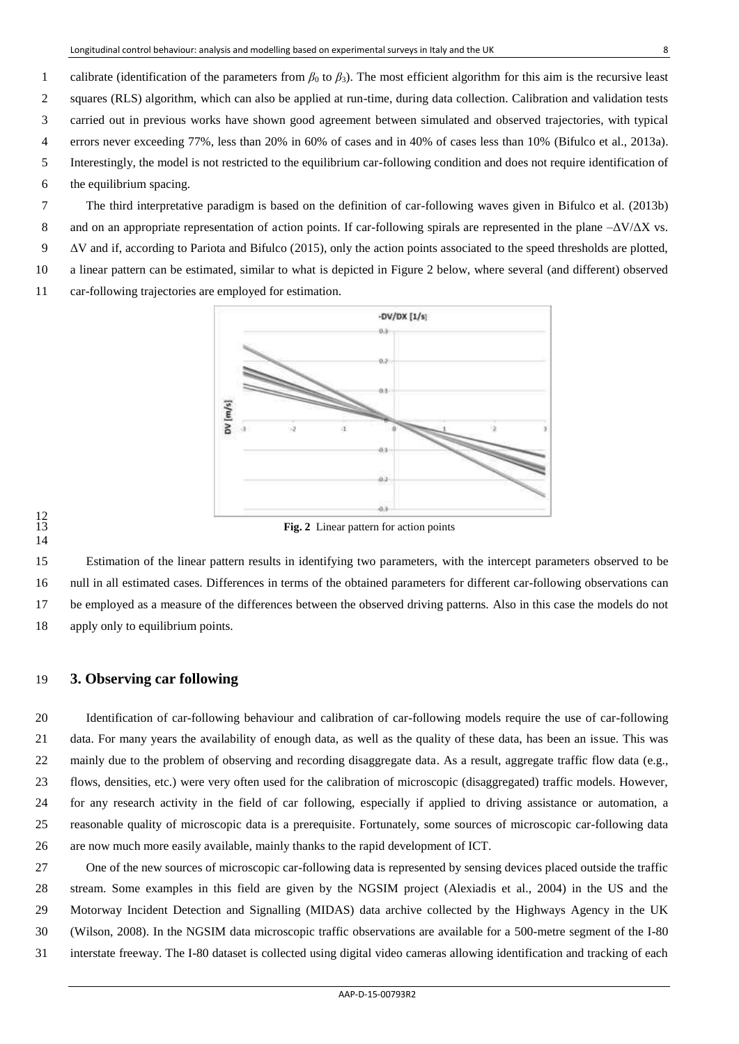calibrate (identification of the parameters from $\beta_0$ to $\beta_3$). The most efficient algorithm for this aim is the recursive least squares (RLS) algorithm, which can also be applied at run-time, during data collection. Calibration and validation tests carried out in previous works have shown good agreement between simulated and observed trajectories, with typical errors never exceeding 77%, less than 20% in 60% of cases and in 40% of cases less than 10% (Bifulco et al., 2013a). Interestingly, the model is not restricted to the equilibrium car-following condition and does not require identification of the equilibrium spacing.

The third interpretative paradigm is based on the definition of car-following waves given in Bifulco et al. (2013b) and on an appropriate representation of action points. If car-following spirals are represented in the plane $-\Delta V/\Delta X$ vs. $\Delta V$ and if, according to Pariota and Bifulco (2015), only the action points associated to the speed thresholds are plotted, a linear pattern can be estimated, similar to what is depicted in Figure 2 below, where several (and different) observed car-following trajectories are employed for estimation.

**Fig. 2** Linear pattern for action points

Estimation of the linear pattern results in identifying two parameters, with the intercept parameters observed to be null in all estimated cases. Differences in terms of the obtained parameters for different car-following observations can be employed as a measure of the differences between the observed driving patterns. Also in this case the models do not apply only to equilibrium points.

## 3. Observing car following

Identification of car-following behaviour and calibration of car-following models require the use of car-following data. For many years the availability of enough data, as well as the quality of these data, has been an issue. This was mainly due to the problem of observing and recording disaggregate data. As a result, aggregate traffic flow data (e.g., flows, densities, etc.) were very often used for the calibration of microscopic (disaggregated) traffic models. However, for any research activity in the field of car following, especially if applied to driving assistance or automation, a reasonable quality of microscopic data is a prerequisite. Fortunately, some sources of microscopic car-following data are now much more easily available, mainly thanks to the rapid development of ICT.

One of the new sources of microscopic car-following data is represented by sensing devices placed outside the traffic stream. Some examples in this field are given by the NGSIM project (Alexiadis et al., 2004) in the US and the Motorway Incident Detection and Signalling (MIDAS) data archive collected by the Highways Agency in the UK (Wilson, 2008). In the NGSIM data microscopic traffic observations are available for a 500-metre segment of the I-80 interstate freeway. The I-80 dataset is collected using digital video cameras allowing identification and tracking of each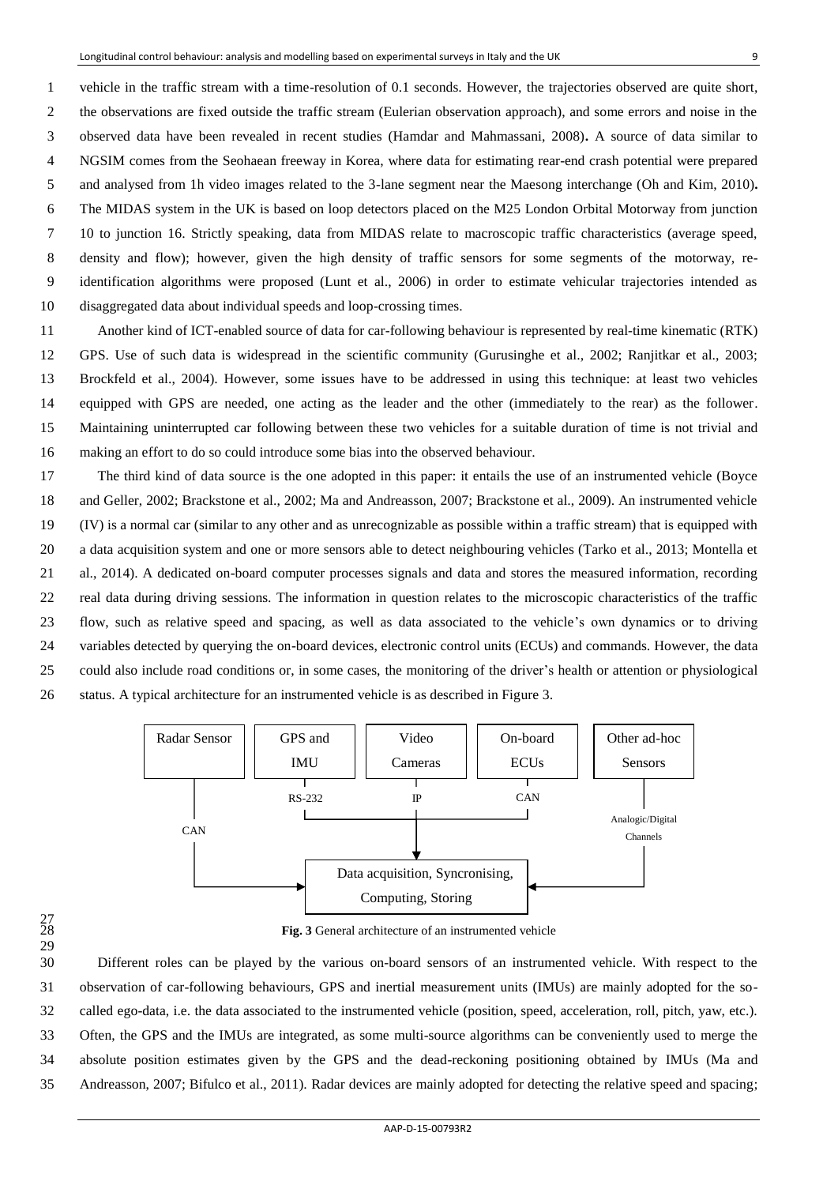vehicle in the traffic stream with a time-resolution of 0.1 seconds. However, the trajectories observed are quite short, the observations are fixed outside the traffic stream (Eulerian observation approach), and some errors and noise in the observed data have been revealed in recent studies (Hamdar and Mahmassani, 2008). A source of data similar to NGSIM comes from the Seohaean freeway in Korea, where data for estimating rear-end crash potential were prepared and analysed from 1h video images related to the 3-lane segment near the Maesong interchange (Oh and Kim, 2010). The MIDAS system in the UK is based on loop detectors placed on the M25 London Orbital Motorway from junction 10 to junction 16. Strictly speaking, data from MIDAS relate to macroscopic traffic characteristics (average speed, density and flow); however, given the high density of traffic sensors for some segments of the motorway, re-identification algorithms were proposed (Lunt et al., 2006) in order to estimate vehicular trajectories intended as disaggregated data about individual speeds and loop-crossing times.

Another kind of ICT-enabled source of data for car-following behaviour is represented by real-time kinematic (RTK) GPS. Use of such data is widespread in the scientific community (Gurusinghe et al., 2002; Ranjitkar et al., 2003; Brockfeld et al., 2004). However, some issues have to be addressed in using this technique: at least two vehicles equipped with GPS are needed, one acting as the leader and the other (immediately to the rear) as the follower. Maintaining uninterrupted car following between these two vehicles for a suitable duration of time is not trivial and making an effort to do so could introduce some bias into the observed behaviour.

The third kind of data source is the one adopted in this paper: it entails the use of an instrumented vehicle (Boyce and Geller, 2002; Brackstone et al., 2002; Ma and Andreasson, 2007; Brackstone et al., 2009). An instrumented vehicle (IV) is a normal car (similar to any other and as unrecognizable as possible within a traffic stream) that is equipped with a data acquisition system and one or more sensors able to detect neighbouring vehicles (Tarko et al., 2013; Montella et al., 2014). A dedicated on-board computer processes signals and data and stores the measured information, recording real data during driving sessions. The information in question relates to the microscopic characteristics of the traffic flow, such as relative speed and spacing, as well as data associated to the vehicle's own dynamics or to driving variables detected by querying the on-board devices, electronic control units (ECUs) and commands. However, the data could also include road conditions or, in some cases, the monitoring of the driver's health or attention or physiological status. A typical architecture for an instrumented vehicle is as described in Figure 3.

```
Radar Sensor | GPS and IMU | Video Cameras | On-board ECUs | Other ad-hoc Sensors
    CAN      |   RS-232    |      IP       |      CAN      | Analogic/Digital Channels
                              ↓
          Data acquisition, Syncronising, Computing, Storing
```

**Fig. 3** General architecture of an instrumented vehicle

Different roles can be played by the various on-board sensors of an instrumented vehicle. With respect to the observation of car-following behaviours, GPS and inertial measurement units (IMUs) are mainly adopted for the so-called ego-data, i.e. the data associated to the instrumented vehicle (position, speed, acceleration, roll, pitch, yaw, etc.). Often, the GPS and the IMUs are integrated, as some multi-source algorithms can be conveniently used to merge the absolute position estimates given by the GPS and the dead-reckoning positioning obtained by IMUs (Ma and Andreasson, 2007; Bifulco et al., 2011). Radar devices are mainly adopted for detecting the relative speed and spacing;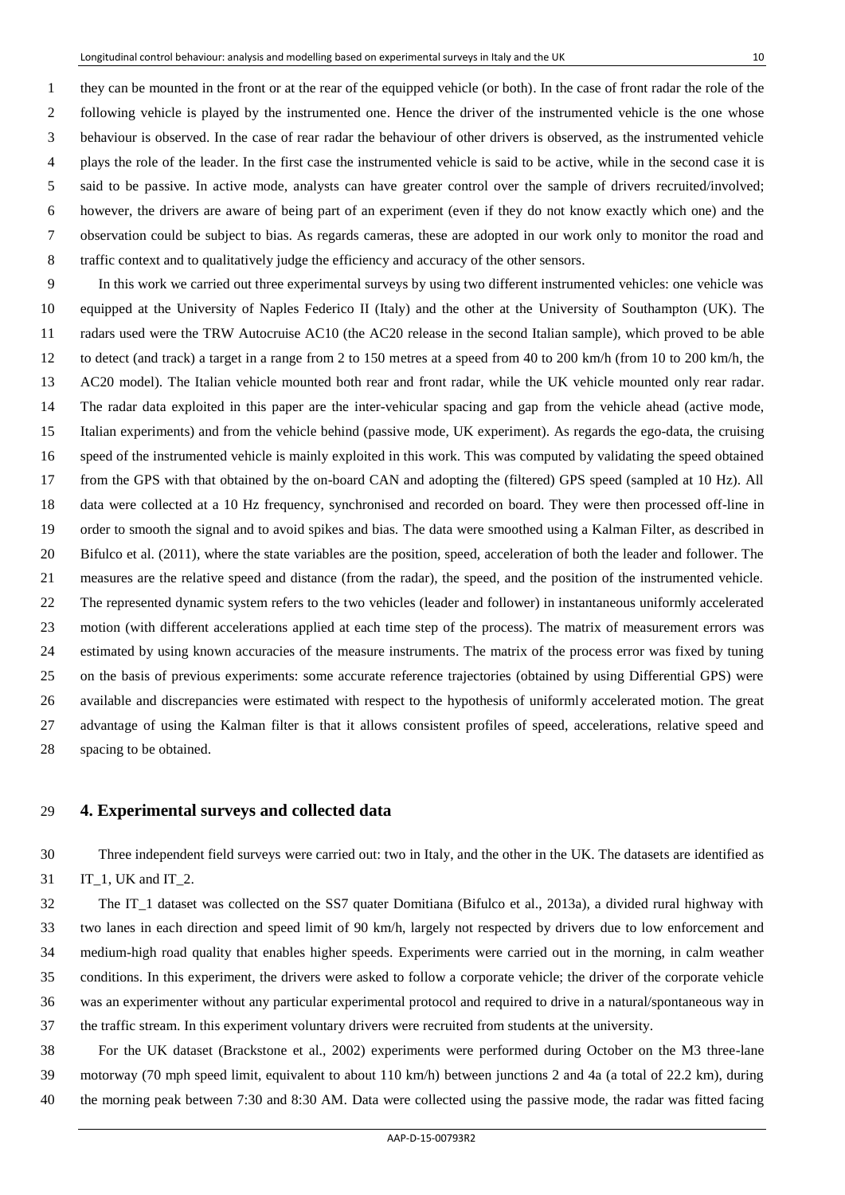they can be mounted in the front or at the rear of the equipped vehicle (or both). In the case of front radar the role of the following vehicle is played by the instrumented one. Hence the driver of the instrumented vehicle is the one whose behaviour is observed. In the case of rear radar the behaviour of other drivers is observed, as the instrumented vehicle plays the role of the leader. In the first case the instrumented vehicle is said to be active, while in the second case it is said to be passive. In active mode, analysts can have greater control over the sample of drivers recruited/involved; however, the drivers are aware of being part of an experiment (even if they do not know exactly which one) and the observation could be subject to bias. As regards cameras, these are adopted in our work only to monitor the road and traffic context and to qualitatively judge the efficiency and accuracy of the other sensors.

In this work we carried out three experimental surveys by using two different instrumented vehicles: one vehicle was equipped at the University of Naples Federico II (Italy) and the other at the University of Southampton (UK). The radars used were the TRW Autocruise AC10 (the AC20 release in the second Italian sample), which proved to be able to detect (and track) a target in a range from 2 to 150 metres at a speed from 40 to 200 km/h (from 10 to 200 km/h, the AC20 model). The Italian vehicle mounted both rear and front radar, while the UK vehicle mounted only rear radar. The radar data exploited in this paper are the inter-vehicular spacing and gap from the vehicle ahead (active mode, Italian experiments) and from the vehicle behind (passive mode, UK experiment). As regards the ego-data, the cruising speed of the instrumented vehicle is mainly exploited in this work. This was computed by validating the speed obtained from the GPS with that obtained by the on-board CAN and adopting the (filtered) GPS speed (sampled at 10 Hz). All data were collected at a 10 Hz frequency, synchronised and recorded on board. They were then processed off-line in order to smooth the signal and to avoid spikes and bias. The data were smoothed using a Kalman Filter, as described in Bifulco et al. (2011), where the state variables are the position, speed, acceleration of both the leader and follower. The measures are the relative speed and distance (from the radar), the speed, and the position of the instrumented vehicle. The represented dynamic system refers to the two vehicles (leader and follower) in instantaneous uniformly accelerated motion (with different accelerations applied at each time step of the process). The matrix of measurement errors was estimated by using known accuracies of the measure instruments. The matrix of the process error was fixed by tuning on the basis of previous experiments: some accurate reference trajectories (obtained by using Differential GPS) were available and discrepancies were estimated with respect to the hypothesis of uniformly accelerated motion. The great advantage of using the Kalman filter is that it allows consistent profiles of speed, accelerations, relative speed and spacing to be obtained.

## 4. Experimental surveys and collected data

Three independent field surveys were carried out: two in Italy, and the other in the UK. The datasets are identified as IT_1, UK and IT_2.

The IT_1 dataset was collected on the SS7 quater Domitiana (Bifulco et al., 2013a), a divided rural highway with two lanes in each direction and speed limit of 90 km/h, largely not respected by drivers due to low enforcement and medium-high road quality that enables higher speeds. Experiments were carried out in the morning, in calm weather conditions. In this experiment, the drivers were asked to follow a corporate vehicle; the driver of the corporate vehicle was an experimenter without any particular experimental protocol and required to drive in a natural/spontaneous way in the traffic stream. In this experiment voluntary drivers were recruited from students at the university.

For the UK dataset (Brackstone et al., 2002) experiments were performed during October on the M3 three-lane motorway (70 mph speed limit, equivalent to about 110 km/h) between junctions 2 and 4a (a total of 22.2 km), during the morning peak between 7:30 and 8:30 AM. Data were collected using the passive mode, the radar was fitted facing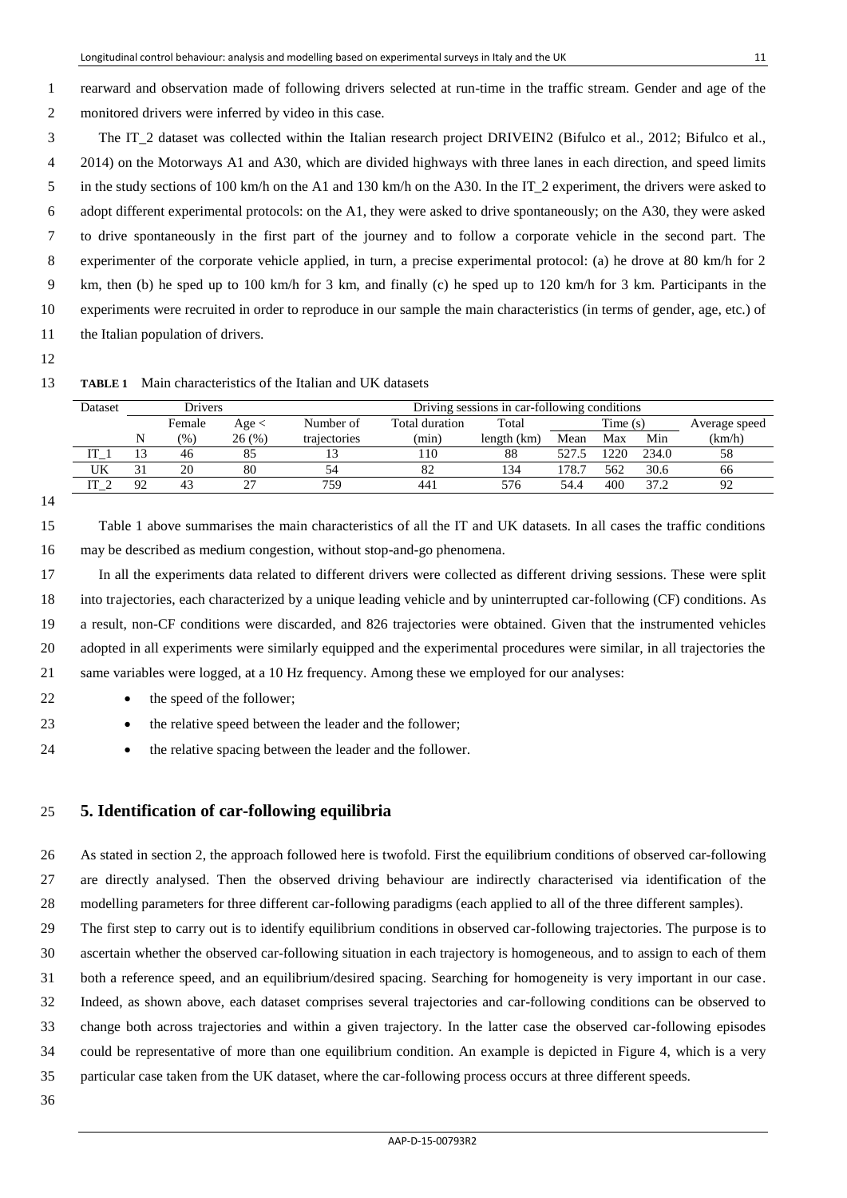rearward and observation made of following drivers selected at run-time in the traffic stream. Gender and age of the monitored drivers were inferred by video in this case.

The IT_2 dataset was collected within the Italian research project DRIVEIN2 (Bifulco et al., 2012; Bifulco et al., 2014) on the Motorways A1 and A30, which are divided highways with three lanes in each direction, and speed limits in the study sections of 100 km/h on the A1 and 130 km/h on the A30. In the IT_2 experiment, the drivers were asked to adopt different experimental protocols: on the A1, they were asked to drive spontaneously; on the A30, they were asked to drive spontaneously in the first part of the journey and to follow a corporate vehicle in the second part. The experimenter of the corporate vehicle applied, in turn, a precise experimental protocol: (a) he drove at 80 km/h for 2 km, then (b) he sped up to 100 km/h for 3 km, and finally (c) he sped up to 120 km/h for 3 km. Participants in the experiments were recruited in order to reproduce in our sample the main characteristics (in terms of gender, age, etc.) of the Italian population of drivers.

**TABLE 1** Main characteristics of the Italian and UK datasets

| Dataset | Drivers | | | Driving sessions in car-following conditions | | | | | | |
|---|---|---|---|---|---|---|---|---|---|---|
| | N | Female (%) | Age < 26 (%) | Number of trajectories | Total duration (min) | Total length (km) | Time (s) Mean | Time (s) Max | Time (s) Min | Average speed (km/h) |
| IT_1 | 13 | 46 | 85 | 13 | 110 | 88 | 527.5 | 1220 | 234.0 | 58 |
| UK | 31 | 20 | 80 | 54 | 82 | 134 | 178.7 | 562 | 30.6 | 66 |
| IT_2 | 92 | 43 | 27 | 759 | 441 | 576 | 54.4 | 400 | 37.2 | 92 |

Table 1 above summarises the main characteristics of all the IT and UK datasets. In all cases the traffic conditions may be described as medium congestion, without stop-and-go phenomena.

In all the experiments data related to different drivers were collected as different driving sessions. These were split into trajectories, each characterized by a unique leading vehicle and by uninterrupted car-following (CF) conditions. As a result, non-CF conditions were discarded, and 826 trajectories were obtained. Given that the instrumented vehicles adopted in all experiments were similarly equipped and the experimental procedures were similar, in all trajectories the same variables were logged, at a 10 Hz frequency. Among these we employed for our analyses:

- the speed of the follower;
- the relative speed between the leader and the follower;
- the relative spacing between the leader and the follower.

## 5. Identification of car-following equilibria

As stated in section 2, the approach followed here is twofold. First the equilibrium conditions of observed car-following are directly analysed. Then the observed driving behaviour are indirectly characterised via identification of the modelling parameters for three different car-following paradigms (each applied to all of the three different samples).

The first step to carry out is to identify equilibrium conditions in observed car-following trajectories. The purpose is to ascertain whether the observed car-following situation in each trajectory is homogeneous, and to assign to each of them both a reference speed, and an equilibrium/desired spacing. Searching for homogeneity is very important in our case. Indeed, as shown above, each dataset comprises several trajectories and car-following conditions can be observed to change both across trajectories and within a given trajectory. In the latter case the observed car-following episodes could be representative of more than one equilibrium condition. An example is depicted in Figure 4, which is a very particular case taken from the UK dataset, where the car-following process occurs at three different speeds.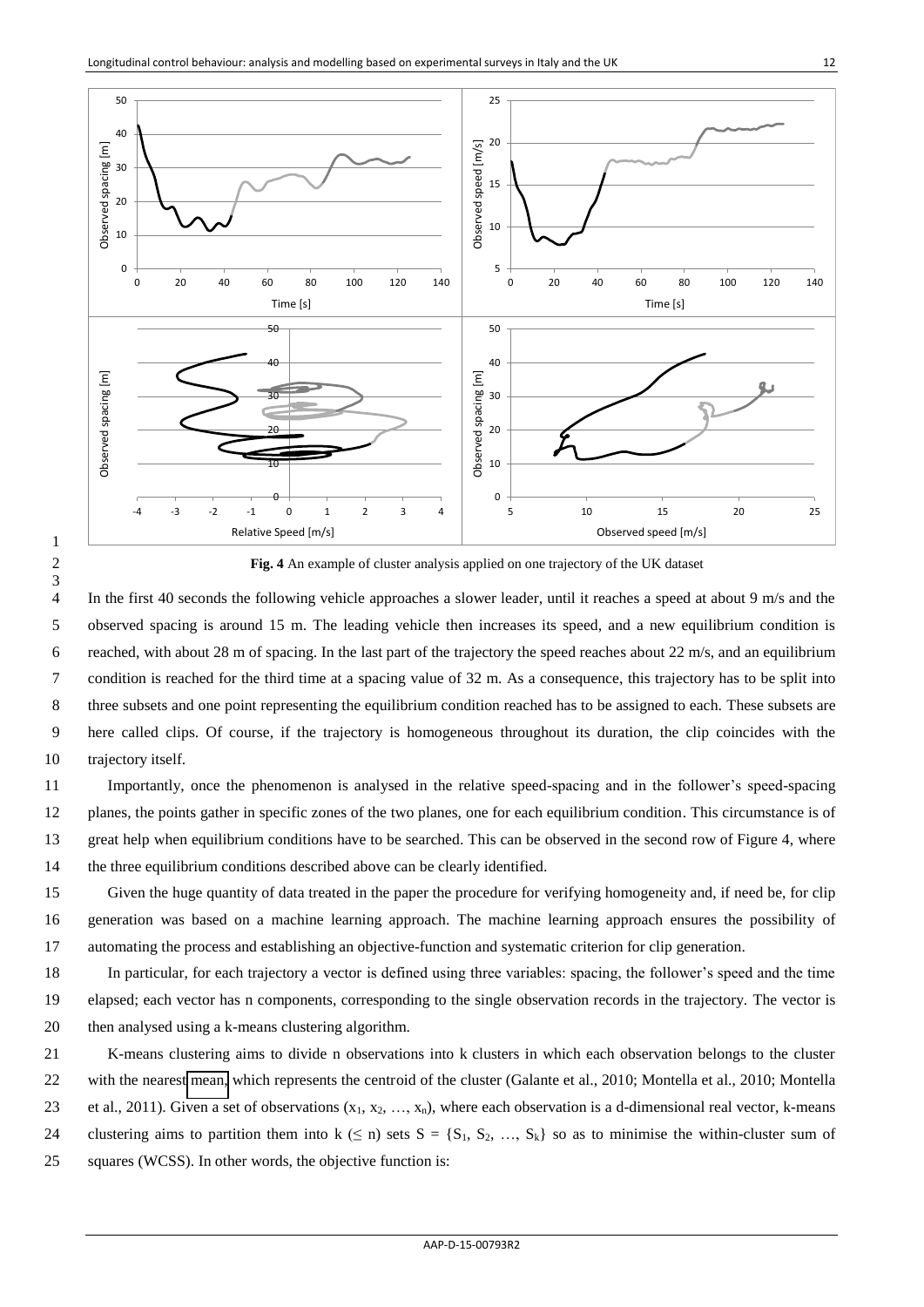**Fig. 4** An example of cluster analysis applied on one trajectory of the UK dataset

In the first 40 seconds the following vehicle approaches a slower leader, until it reaches a speed at about 9 m/s and the observed spacing is around 15 m. The leading vehicle then increases its speed, and a new equilibrium condition is reached, with about 28 m of spacing. In the last part of the trajectory the speed reaches about 22 m/s, and an equilibrium condition is reached for the third time at a spacing value of 32 m. As a consequence, this trajectory has to be split into three subsets and one point representing the equilibrium condition reached has to be assigned to each. These subsets are here called clips. Of course, if the trajectory is homogeneous throughout its duration, the clip coincides with the trajectory itself.

Importantly, once the phenomenon is analysed in the relative speed-spacing and in the follower's speed-spacing planes, the points gather in specific zones of the two planes, one for each equilibrium condition. This circumstance is of great help when equilibrium conditions have to be searched. This can be observed in the second row of Figure 4, where the three equilibrium conditions described above can be clearly identified.

Given the huge quantity of data treated in the paper the procedure for verifying homogeneity and, if need be, for clip generation was based on a machine learning approach. The machine learning approach ensures the possibility of automating the process and establishing an objective-function and systematic criterion for clip generation.

In particular, for each trajectory a vector is defined using three variables: spacing, the follower's speed and the time elapsed; each vector has n components, corresponding to the single observation records in the trajectory. The vector is then analysed using a k-means clustering algorithm.

K-means clustering aims to divide n observations into k clusters in which each observation belongs to the cluster with the nearest mean, which represents the centroid of the cluster (Galante et al., 2010; Montella et al., 2010; Montella et al., 2011). Given a set of observations $(x_1, x_2, \ldots, x_n)$, where each observation is a d-dimensional real vector, k-means clustering aims to partition them into k ($\leq$ n) sets $S = \{S_1, S_2, \ldots, S_k\}$ so as to minimise the within-cluster sum of squares (WCSS). In other words, the objective function is: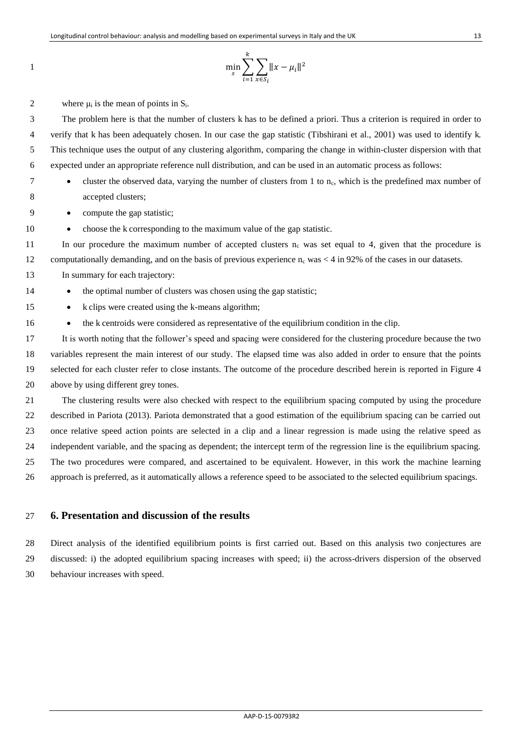$$\min_{s} \sum_{i=1}^{k} \sum_{x \in S_i} \|x - \mu_i\|^2$$

where $\mu_i$ is the mean of points in $S_i$.

The problem here is that the number of clusters k has to be defined a priori. Thus a criterion is required in order to verify that k has been adequately chosen. In our case the gap statistic (Tibshirani et al., 2001) was used to identify k. This technique uses the output of any clustering algorithm, comparing the change in within-cluster dispersion with that expected under an appropriate reference null distribution, and can be used in an automatic process as follows:

- cluster the observed data, varying the number of clusters from 1 to $n_c$, which is the predefined max number of accepted clusters;
- compute the gap statistic;
- choose the k corresponding to the maximum value of the gap statistic.

In our procedure the maximum number of accepted clusters $n_c$ was set equal to 4, given that the procedure is computationally demanding, and on the basis of previous experience $n_c$ was < 4 in 92% of the cases in our datasets.

In summary for each trajectory:

- the optimal number of clusters was chosen using the gap statistic;
- k clips were created using the k-means algorithm;
- the k centroids were considered as representative of the equilibrium condition in the clip.

It is worth noting that the follower's speed and spacing were considered for the clustering procedure because the two variables represent the main interest of our study. The elapsed time was also added in order to ensure that the points selected for each cluster refer to close instants. The outcome of the procedure described herein is reported in Figure 4 above by using different grey tones.

The clustering results were also checked with respect to the equilibrium spacing computed by using the procedure described in Pariota (2013). Pariota demonstrated that a good estimation of the equilibrium spacing can be carried out once relative speed action points are selected in a clip and a linear regression is made using the relative speed as independent variable, and the spacing as dependent; the intercept term of the regression line is the equilibrium spacing. The two procedures were compared, and ascertained to be equivalent. However, in this work the machine learning approach is preferred, as it automatically allows a reference speed to be associated to the selected equilibrium spacings.

## 6. Presentation and discussion of the results

Direct analysis of the identified equilibrium points is first carried out. Based on this analysis two conjectures are discussed: i) the adopted equilibrium spacing increases with speed; ii) the across-drivers dispersion of the observed behaviour increases with speed.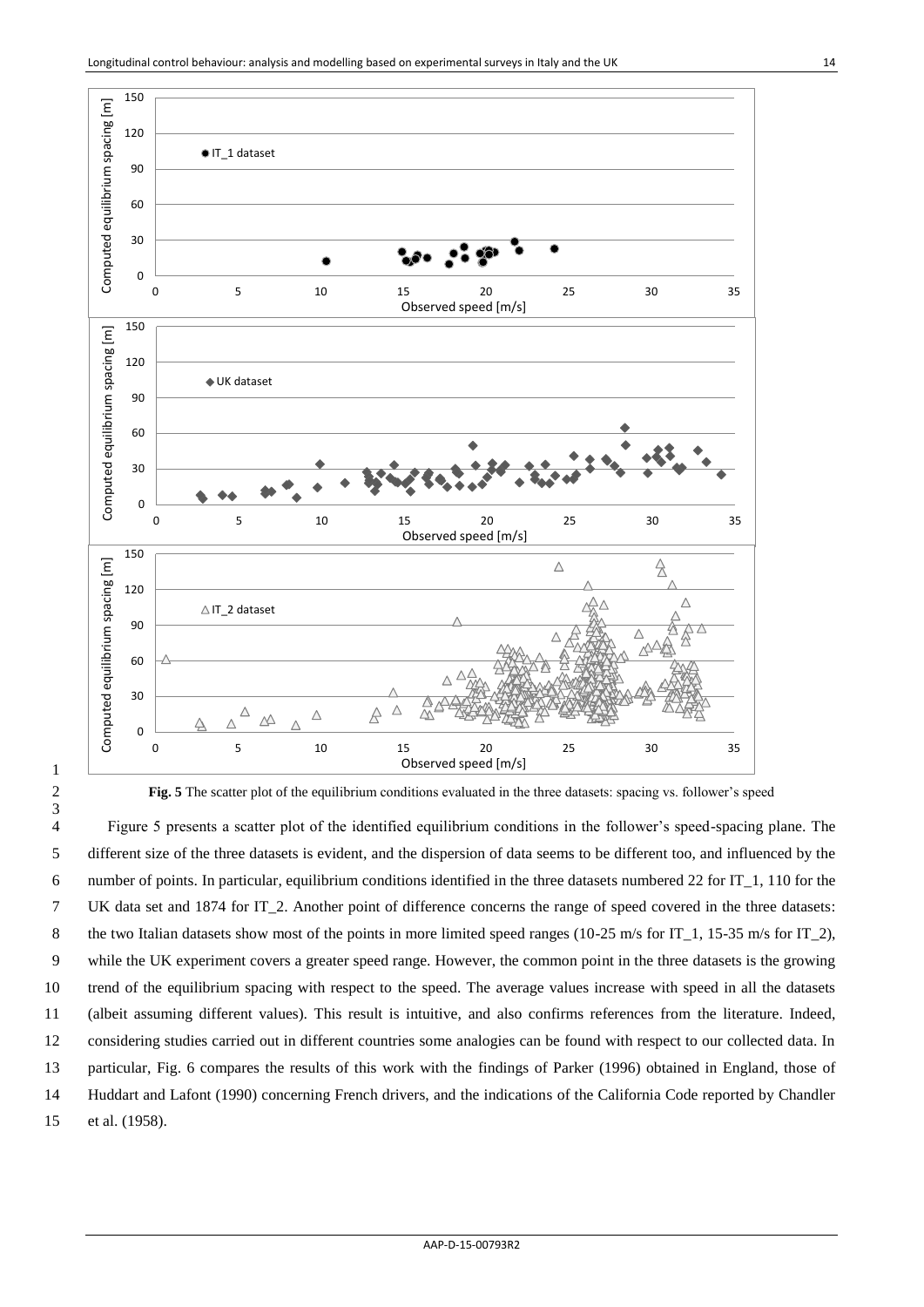**Fig. 5** The scatter plot of the equilibrium conditions evaluated in the three datasets: spacing vs. follower's speed

Figure 5 presents a scatter plot of the identified equilibrium conditions in the follower's speed-spacing plane. The different size of the three datasets is evident, and the dispersion of data seems to be different too, and influenced by the number of points. In particular, equilibrium conditions identified in the three datasets numbered 22 for IT_1, 110 for the UK data set and 1874 for IT_2. Another point of difference concerns the range of speed covered in the three datasets: the two Italian datasets show most of the points in more limited speed ranges (10-25 m/s for IT_1, 15-35 m/s for IT_2), while the UK experiment covers a greater speed range. However, the common point in the three datasets is the growing trend of the equilibrium spacing with respect to the speed. The average values increase with speed in all the datasets (albeit assuming different values). This result is intuitive, and also confirms references from the literature. Indeed, considering studies carried out in different countries some analogies can be found with respect to our collected data. In particular, Fig. 6 compares the results of this work with the findings of Parker (1996) obtained in England, those of Huddart and Lafont (1990) concerning French drivers, and the indications of the California Code reported by Chandler et al. (1958).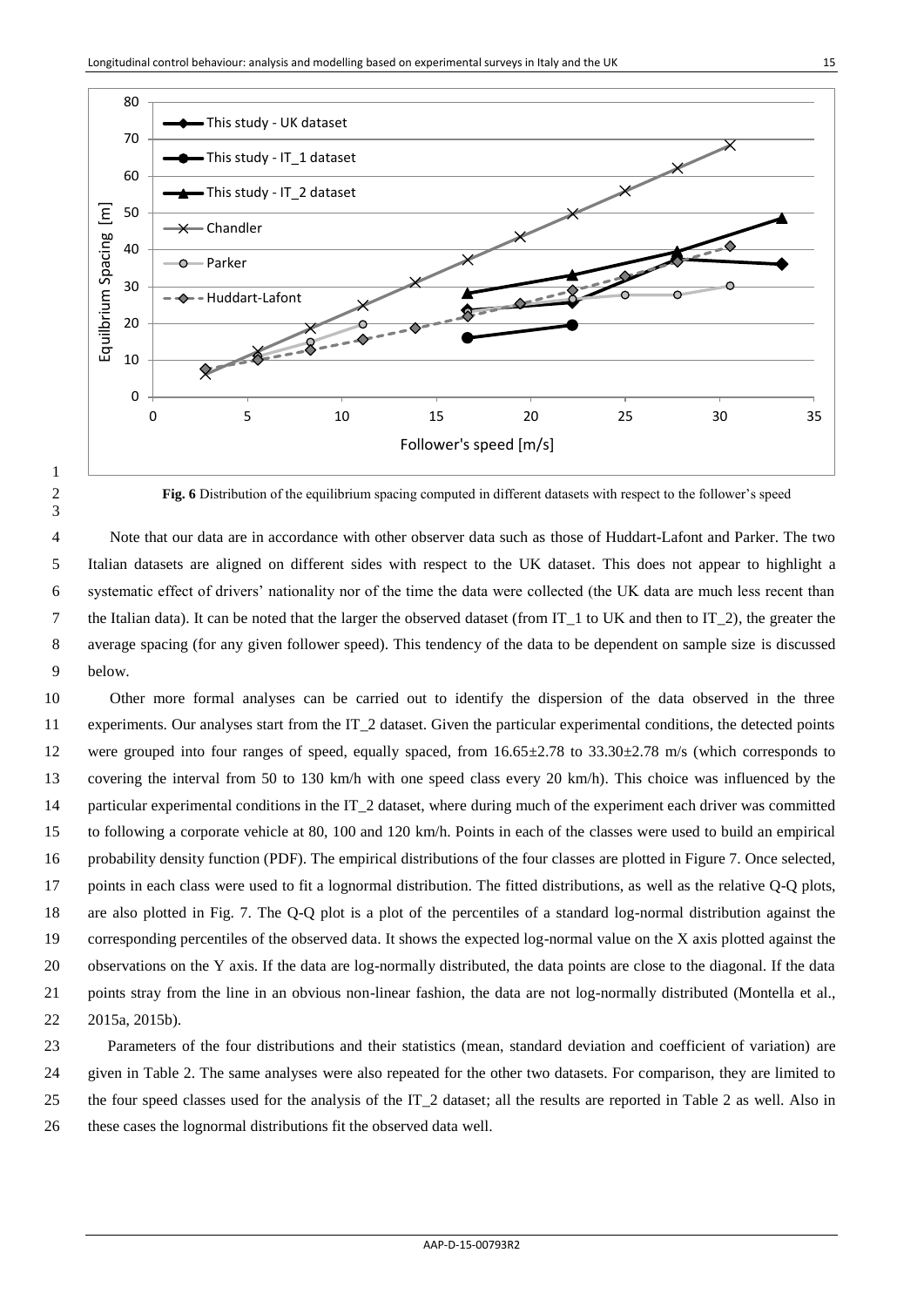**Fig. 6** Distribution of the equilibrium spacing computed in different datasets with respect to the follower's speed

Note that our data are in accordance with other observer data such as those of Huddart-Lafont and Parker. The two Italian datasets are aligned on different sides with respect to the UK dataset. This does not appear to highlight a systematic effect of drivers' nationality nor of the time the data were collected (the UK data are much less recent than the Italian data). It can be noted that the larger the observed dataset (from IT_1 to UK and then to IT_2), the greater the average spacing (for any given follower speed). This tendency of the data to be dependent on sample size is discussed below.

Other more formal analyses can be carried out to identify the dispersion of the data observed in the three experiments. Our analyses start from the IT_2 dataset. Given the particular experimental conditions, the detected points were grouped into four ranges of speed, equally spaced, from $16.65\pm2.78$ to $33.30\pm2.78$ m/s (which corresponds to covering the interval from 50 to 130 km/h with one speed class every 20 km/h). This choice was influenced by the particular experimental conditions in the IT_2 dataset, where during much of the experiment each driver was committed to following a corporate vehicle at 80, 100 and 120 km/h. Points in each of the classes were used to build an empirical probability density function (PDF). The empirical distributions of the four classes are plotted in Figure 7. Once selected, points in each class were used to fit a lognormal distribution. The fitted distributions, as well as the relative Q-Q plots, are also plotted in Fig. 7. The Q-Q plot is a plot of the percentiles of a standard log-normal distribution against the corresponding percentiles of the observed data. It shows the expected log-normal value on the X axis plotted against the observations on the Y axis. If the data are log-normally distributed, the data points are close to the diagonal. If the data points stray from the line in an obvious non-linear fashion, the data are not log-normally distributed (Montella et al., 2015a, 2015b).

Parameters of the four distributions and their statistics (mean, standard deviation and coefficient of variation) are given in Table 2. The same analyses were also repeated for the other two datasets. For comparison, they are limited to the four speed classes used for the analysis of the IT_2 dataset; all the results are reported in Table 2 as well. Also in these cases the lognormal distributions fit the observed data well.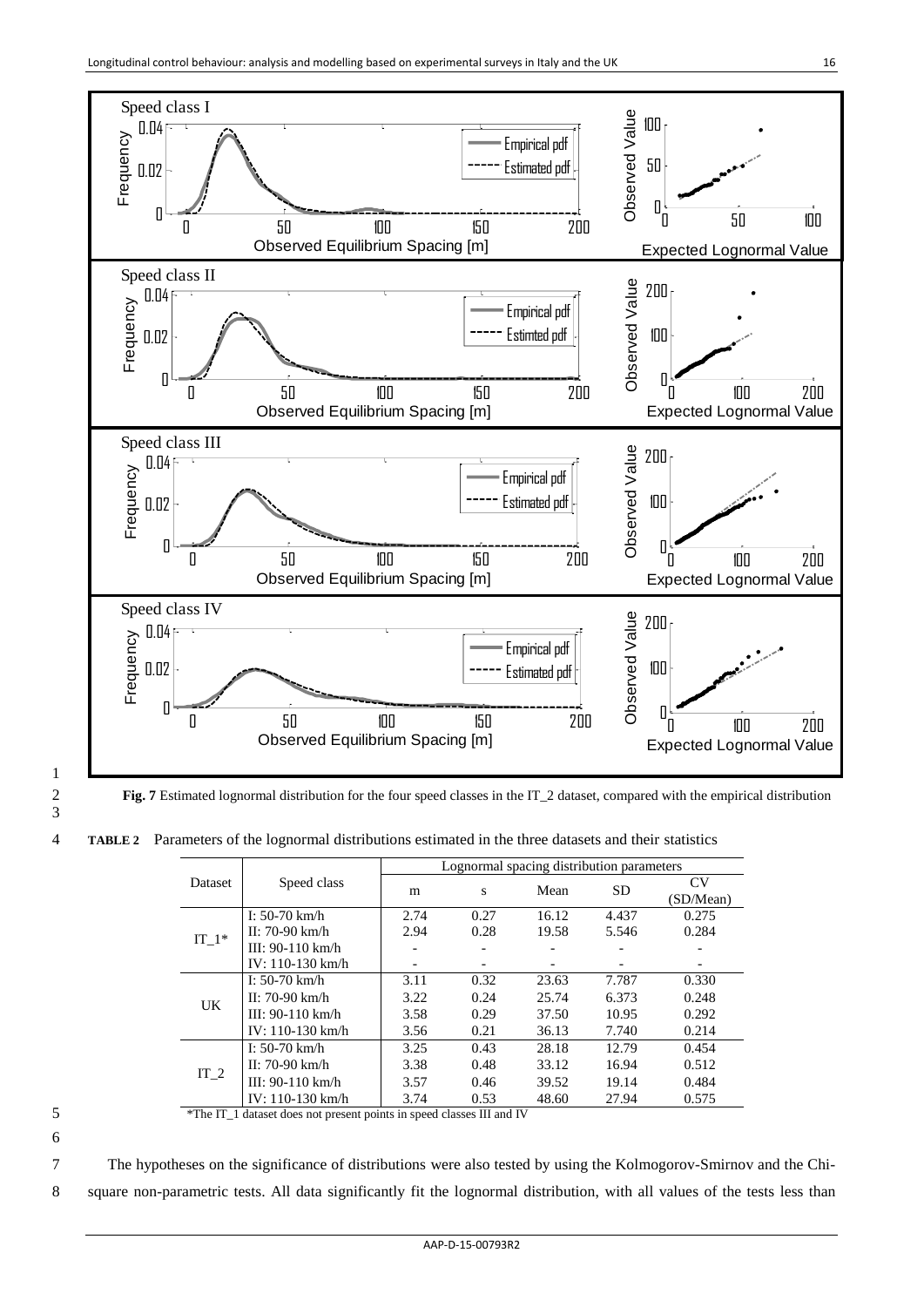**Fig. 7** Estimated lognormal distribution for the four speed classes in the IT_2 dataset, compared with the empirical distribution

**TABLE 2** Parameters of the lognormal distributions estimated in the three datasets and their statistics

| Dataset | Speed class | Lognormal spacing distribution parameters | | | | |
|---|---|---|---|---|---|---|
| | | m | s | Mean | SD | CV (SD/Mean) |
| IT_1* | I: 50-70 km/h | 2.74 | 0.27 | 16.12 | 4.437 | 0.275 |
| | II: 70-90 km/h | 2.94 | 0.28 | 19.58 | 5.546 | 0.284 |
| | III: 90-110 km/h | - | - | - | - | - |
| | IV: 110-130 km/h | - | - | - | - | - |
| UK | I: 50-70 km/h | 3.11 | 0.32 | 23.63 | 7.787 | 0.330 |
| | II: 70-90 km/h | 3.22 | 0.24 | 25.74 | 6.373 | 0.248 |
| | III: 90-110 km/h | 3.58 | 0.29 | 37.50 | 10.95 | 0.292 |
| | IV: 110-130 km/h | 3.56 | 0.21 | 36.13 | 7.740 | 0.214 |
| IT_2 | I: 50-70 km/h | 3.25 | 0.43 | 28.18 | 12.79 | 0.454 |
| | II: 70-90 km/h | 3.38 | 0.48 | 33.12 | 16.94 | 0.512 |
| | III: 90-110 km/h | 3.57 | 0.46 | 39.52 | 19.14 | 0.484 |
| | IV: 110-130 km/h | 3.74 | 0.53 | 48.60 | 27.94 | 0.575 |

*The IT_1 dataset does not present points in speed classes III and IV

The hypotheses on the significance of distributions were also tested by using the Kolmogorov-Smirnov and the Chi-square non-parametric tests. All data significantly fit the lognormal distribution, with all values of the tests less than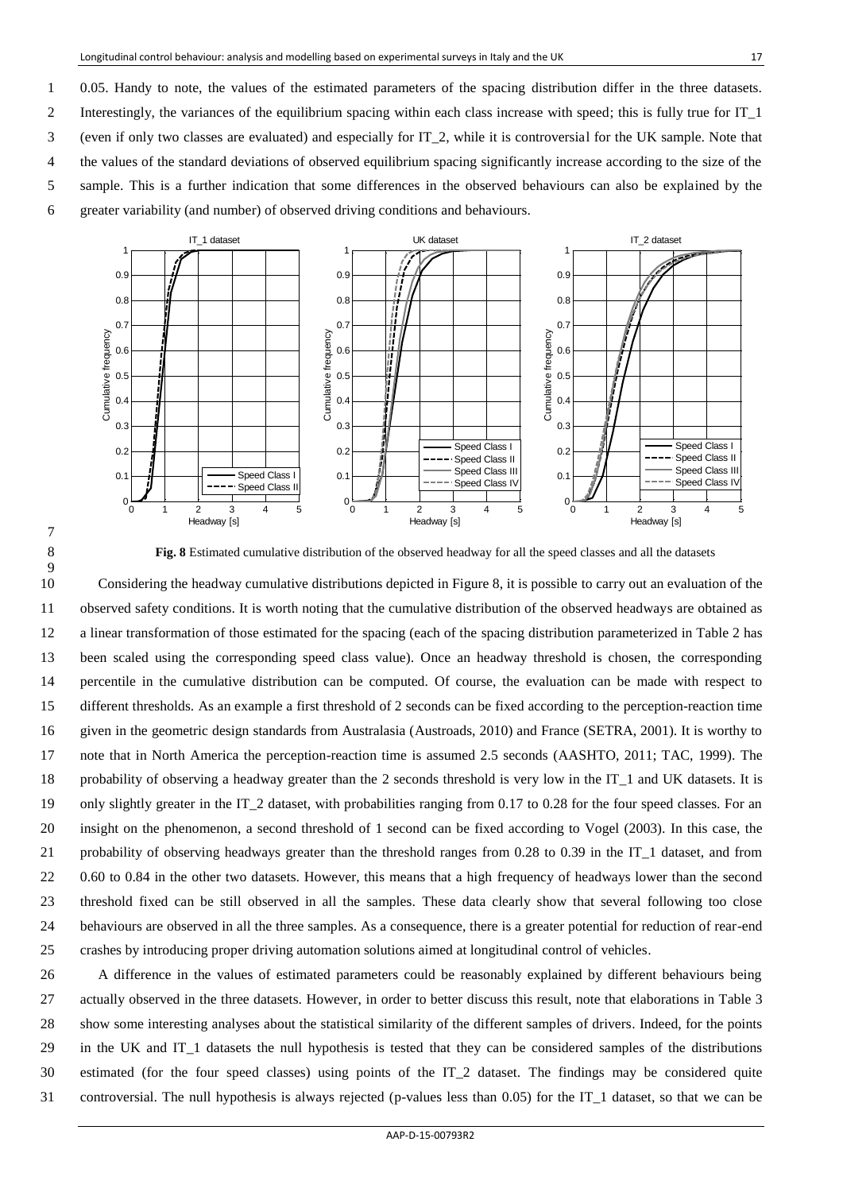0.05. Handy to note, the values of the estimated parameters of the spacing distribution differ in the three datasets. Interestingly, the variances of the equilibrium spacing within each class increase with speed; this is fully true for IT_1 (even if only two classes are evaluated) and especially for IT_2, while it is controversial for the UK sample. Note that the values of the standard deviations of observed equilibrium spacing significantly increase according to the size of the sample. This is a further indication that some differences in the observed behaviours can also be explained by the greater variability (and number) of observed driving conditions and behaviours.

**Fig. 8** Estimated cumulative distribution of the observed headway for all the speed classes and all the datasets

Considering the headway cumulative distributions depicted in Figure 8, it is possible to carry out an evaluation of the observed safety conditions. It is worth noting that the cumulative distribution of the observed headways are obtained as a linear transformation of those estimated for the spacing (each of the spacing distribution parameterized in Table 2 has been scaled using the corresponding speed class value). Once an headway threshold is chosen, the corresponding percentile in the cumulative distribution can be computed. Of course, the evaluation can be made with respect to different thresholds. As an example a first threshold of 2 seconds can be fixed according to the perception-reaction time given in the geometric design standards from Australasia (Austroads, 2010) and France (SETRA, 2001). It is worthy to note that in North America the perception-reaction time is assumed 2.5 seconds (AASHTO, 2011; TAC, 1999). The probability of observing a headway greater than the 2 seconds threshold is very low in the IT_1 and UK datasets. It is only slightly greater in the IT_2 dataset, with probabilities ranging from 0.17 to 0.28 for the four speed classes. For an insight on the phenomenon, a second threshold of 1 second can be fixed according to Vogel (2003). In this case, the probability of observing headways greater than the threshold ranges from 0.28 to 0.39 in the IT_1 dataset, and from 0.60 to 0.84 in the other two datasets. However, this means that a high frequency of headways lower than the second threshold fixed can be still observed in all the samples. These data clearly show that several following too close behaviours are observed in all the three samples. As a consequence, there is a greater potential for reduction of rear-end crashes by introducing proper driving automation solutions aimed at longitudinal control of vehicles.

A difference in the values of estimated parameters could be reasonably explained by different behaviours being actually observed in the three datasets. However, in order to better discuss this result, note that elaborations in Table 3 show some interesting analyses about the statistical similarity of the different samples of drivers. Indeed, for the points in the UK and IT_1 datasets the null hypothesis is tested that they can be considered samples of the distributions estimated (for the four speed classes) using points of the IT_2 dataset. The findings may be considered quite controversial. The null hypothesis is always rejected (p-values less than 0.05) for the IT_1 dataset, so that we can be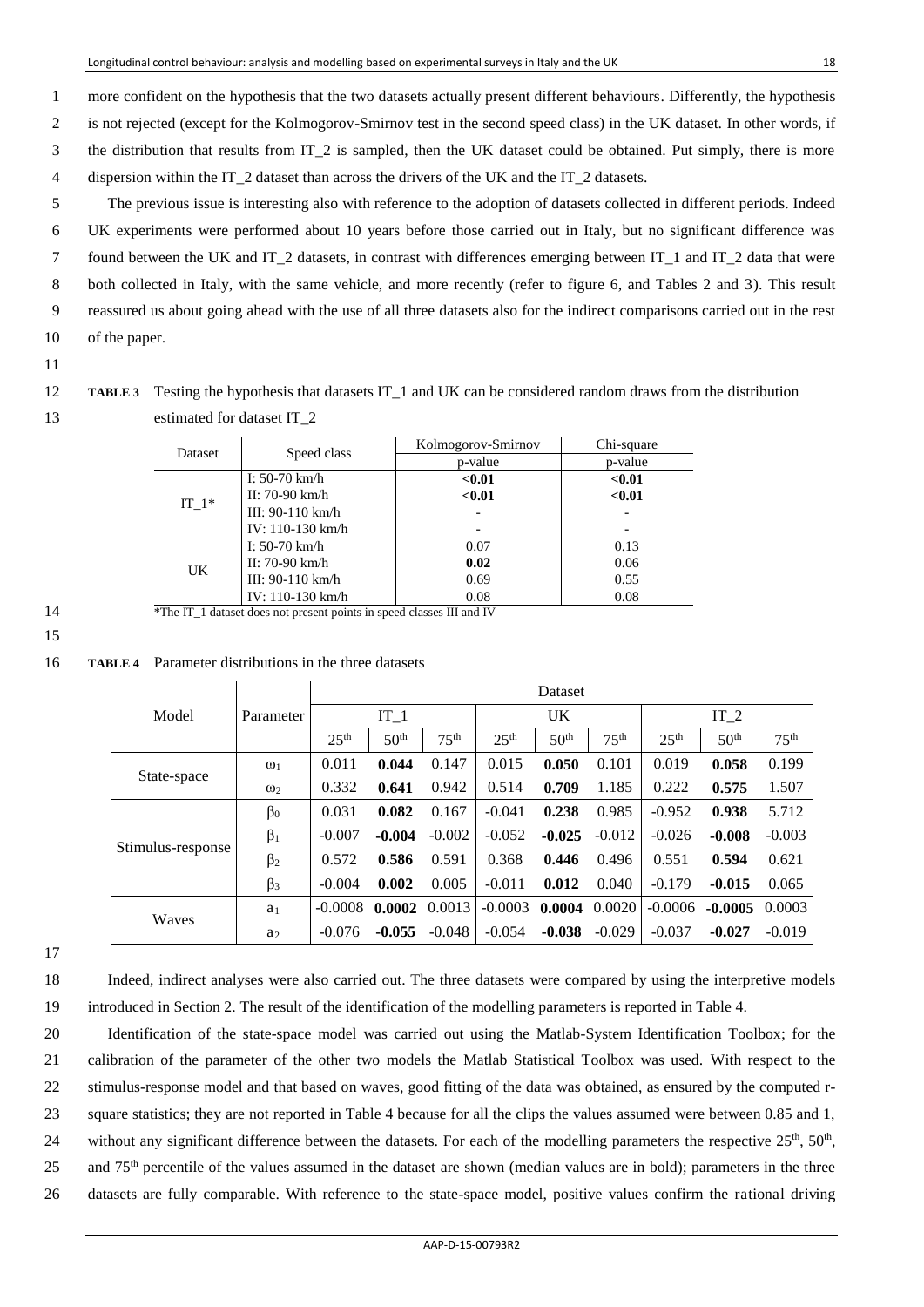more confident on the hypothesis that the two datasets actually present different behaviours. Differently, the hypothesis is not rejected (except for the Kolmogorov-Smirnov test in the second speed class) in the UK dataset. In other words, if the distribution that results from IT_2 is sampled, then the UK dataset could be obtained. Put simply, there is more dispersion within the IT_2 dataset than across the drivers of the UK and the IT_2 datasets.

The previous issue is interesting also with reference to the adoption of datasets collected in different periods. Indeed UK experiments were performed about 10 years before those carried out in Italy, but no significant difference was found between the UK and IT_2 datasets, in contrast with differences emerging between IT_1 and IT_2 data that were both collected in Italy, with the same vehicle, and more recently (refer to figure 6, and Tables 2 and 3). This result reassured us about going ahead with the use of all three datasets also for the indirect comparisons carried out in the rest of the paper.

**TABLE 3** Testing the hypothesis that datasets IT_1 and UK can be considered random draws from the distribution estimated for dataset IT_2

| Dataset | Speed class | Kolmogorov-Smirnov p-value | Chi-square p-value |
|---|---|---|---|
| IT_1* | I: 50-70 km/h | **<0.01** | **<0.01** |
| | II: 70-90 km/h | **<0.01** | **<0.01** |
| | III: 90-110 km/h | - | - |
| | IV: 110-130 km/h | - | - |
| UK | I: 50-70 km/h | 0.07 | 0.13 |
| | II: 70-90 km/h | **0.02** | 0.06 |
| | III: 90-110 km/h | 0.69 | 0.55 |
| | IV: 110-130 km/h | 0.08 | 0.08 |

*The IT_1 dataset does not present points in speed classes III and IV

**TABLE 4** Parameter distributions in the three datasets

| Model | Parameter | IT_1 | | | UK | | | IT_2 | | |
|---|---|---|---|---|---|---|---|---|---|---|
| | | 25th | 50th | 75th | 25th | 50th | 75th | 25th | 50th | 75th |
| State-space | $\omega_1$ | 0.011 | **0.044** | 0.147 | 0.015 | **0.050** | 0.101 | 0.019 | **0.058** | 0.199 |
| | $\omega_2$ | 0.332 | **0.641** | 0.942 | 0.514 | **0.709** | 1.185 | 0.222 | **0.575** | 1.507 |
| Stimulus-response | $\beta_0$ | 0.031 | **0.082** | 0.167 | -0.041 | **0.238** | 0.985 | -0.952 | **0.938** | 5.712 |
| | $\beta_1$ | -0.007 | **-0.004** | -0.002 | -0.052 | **-0.025** | -0.012 | -0.026 | **-0.008** | -0.003 |
| | $\beta_2$ | 0.572 | **0.586** | 0.591 | 0.368 | **0.446** | 0.496 | 0.551 | **0.594** | 0.621 |
| | $\beta_3$ | -0.004 | **0.002** | 0.005 | -0.011 | **0.012** | 0.040 | -0.179 | **-0.015** | 0.065 |
| Waves | $a_1$ | -0.0008 | **0.0002** | 0.0013 | -0.0003 | **0.0004** | 0.0020 | -0.0006 | **-0.0005** | 0.0003 |
| | $a_2$ | -0.076 | **-0.055** | -0.048 | -0.054 | **-0.038** | -0.029 | -0.037 | **-0.027** | -0.019 |

Indeed, indirect analyses were also carried out. The three datasets were compared by using the interpretive models introduced in Section 2. The result of the identification of the modelling parameters is reported in Table 4.

Identification of the state-space model was carried out using the Matlab-System Identification Toolbox; for the calibration of the parameter of the other two models the Matlab Statistical Toolbox was used. With respect to the stimulus-response model and that based on waves, good fitting of the data was obtained, as ensured by the computed r-square statistics; they are not reported in Table 4 because for all the clips the values assumed were between 0.85 and 1, without any significant difference between the datasets. For each of the modelling parameters the respective 25th, 50th, and 75th percentile of the values assumed in the dataset are shown (median values are in bold); parameters in the three datasets are fully comparable. With reference to the state-space model, positive values confirm the rational driving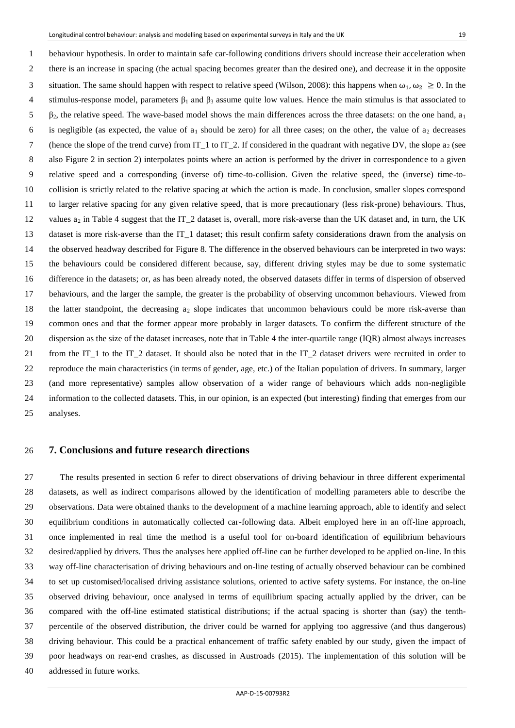behaviour hypothesis. In order to maintain safe car-following conditions drivers should increase their acceleration when there is an increase in spacing (the actual spacing becomes greater than the desired one), and decrease it in the opposite situation. The same should happen with respect to relative speed (Wilson, 2008): this happens when $\omega_1, \omega_2 \geq 0$. In the stimulus-response model, parameters $\beta_1$ and $\beta_3$ assume quite low values. Hence the main stimulus is that associated to $\beta_2$, the relative speed. The wave-based model shows the main differences across the three datasets: on the one hand, $a_1$ is negligible (as expected, the value of $a_1$ should be zero) for all three cases; on the other, the value of $a_2$ decreases (hence the slope of the trend curve) from IT_1 to IT_2. If considered in the quadrant with negative DV, the slope $a_2$ (see also Figure 2 in section 2) interpolates points where an action is performed by the driver in correspondence to a given relative speed and a corresponding (inverse of) time-to-collision. Given the relative speed, the (inverse) time-to-collision is strictly related to the relative spacing at which the action is made. In conclusion, smaller slopes correspond to larger relative spacing for any given relative speed, that is more precautionary (less risk-prone) behaviours. Thus, values $a_2$ in Table 4 suggest that the IT_2 dataset is, overall, more risk-averse than the UK dataset and, in turn, the UK dataset is more risk-averse than the IT_1 dataset; this result confirm safety considerations drawn from the analysis on the observed headway described for Figure 8. The difference in the observed behaviours can be interpreted in two ways: the behaviours could be considered different because, say, different driving styles may be due to some systematic difference in the datasets; or, as has been already noted, the observed datasets differ in terms of dispersion of observed behaviours, and the larger the sample, the greater is the probability of observing uncommon behaviours. Viewed from the latter standpoint, the decreasing $a_2$ slope indicates that uncommon behaviours could be more risk-averse than common ones and that the former appear more probably in larger datasets. To confirm the different structure of the dispersion as the size of the dataset increases, note that in Table 4 the inter-quartile range (IQR) almost always increases from the IT_1 to the IT_2 dataset. It should also be noted that in the IT_2 dataset drivers were recruited in order to reproduce the main characteristics (in terms of gender, age, etc.) of the Italian population of drivers. In summary, larger (and more representative) samples allow observation of a wider range of behaviours which adds non-negligible information to the collected datasets. This, in our opinion, is an expected (but interesting) finding that emerges from our analyses.

## 7. Conclusions and future research directions

The results presented in section 6 refer to direct observations of driving behaviour in three different experimental datasets, as well as indirect comparisons allowed by the identification of modelling parameters able to describe the observations. Data were obtained thanks to the development of a machine learning approach, able to identify and select equilibrium conditions in automatically collected car-following data. Albeit employed here in an off-line approach, once implemented in real time the method is a useful tool for on-board identification of equilibrium behaviours desired/applied by drivers. Thus the analyses here applied off-line can be further developed to be applied on-line. In this way off-line characterisation of driving behaviours and on-line testing of actually observed behaviour can be combined to set up customised/localised driving assistance solutions, oriented to active safety systems. For instance, the on-line observed driving behaviour, once analysed in terms of equilibrium spacing actually applied by the driver, can be compared with the off-line estimated statistical distributions; if the actual spacing is shorter than (say) the tenth-percentile of the observed distribution, the driver could be warned for applying too aggressive (and thus dangerous) driving behaviour. This could be a practical enhancement of traffic safety enabled by our study, given the impact of poor headways on rear-end crashes, as discussed in Austroads (2015). The implementation of this solution will be addressed in future works.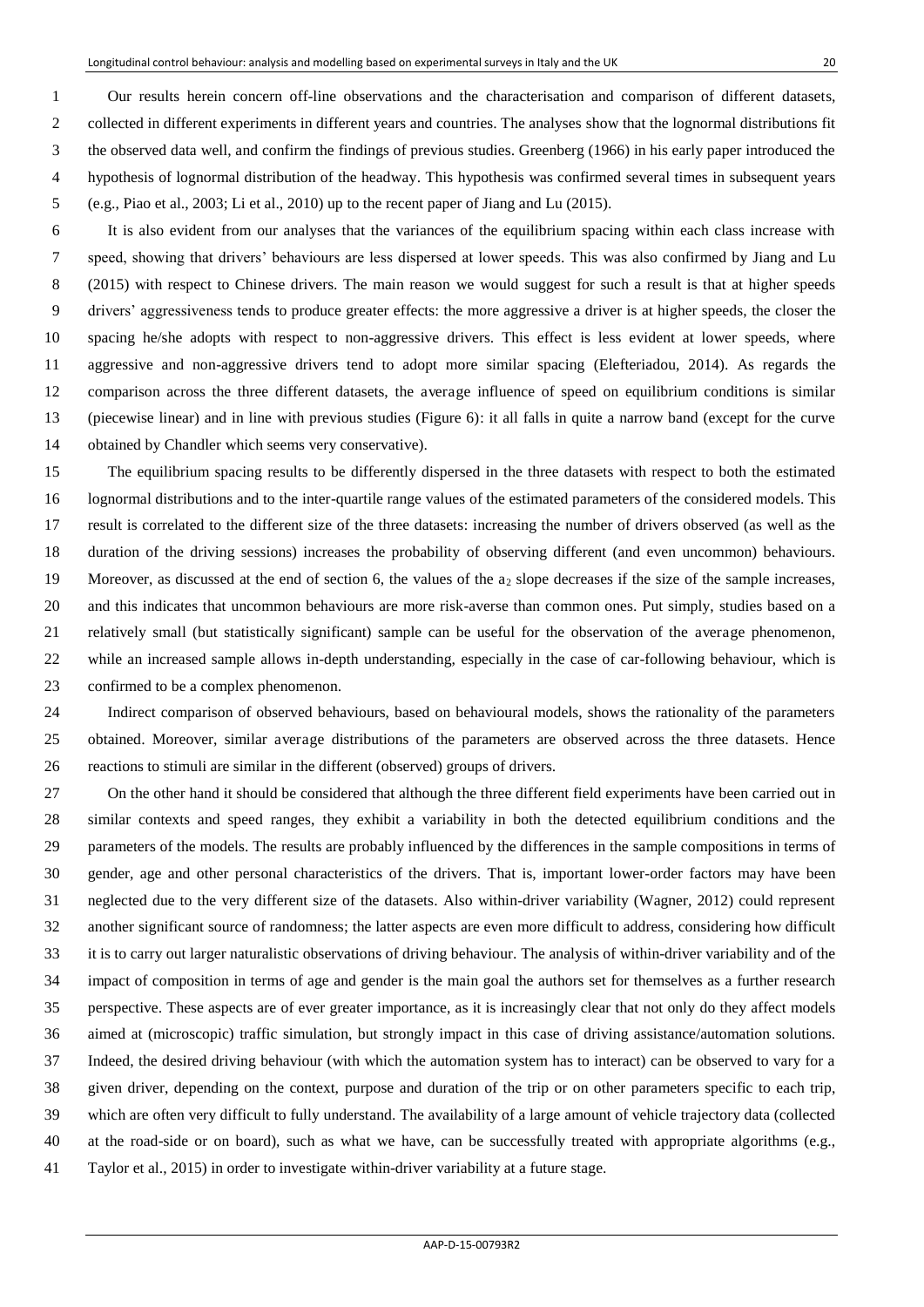Our results herein concern off-line observations and the characterisation and comparison of different datasets, collected in different experiments in different years and countries. The analyses show that the lognormal distributions fit the observed data well, and confirm the findings of previous studies. Greenberg (1966) in his early paper introduced the hypothesis of lognormal distribution of the headway. This hypothesis was confirmed several times in subsequent years (e.g., Piao et al., 2003; Li et al., 2010) up to the recent paper of Jiang and Lu (2015).

It is also evident from our analyses that the variances of the equilibrium spacing within each class increase with speed, showing that drivers' behaviours are less dispersed at lower speeds. This was also confirmed by Jiang and Lu (2015) with respect to Chinese drivers. The main reason we would suggest for such a result is that at higher speeds drivers' aggressiveness tends to produce greater effects: the more aggressive a driver is at higher speeds, the closer the spacing he/she adopts with respect to non-aggressive drivers. This effect is less evident at lower speeds, where aggressive and non-aggressive drivers tend to adopt more similar spacing (Elefteriadou, 2014). As regards the comparison across the three different datasets, the average influence of speed on equilibrium conditions is similar (piecewise linear) and in line with previous studies (Figure 6): it all falls in quite a narrow band (except for the curve obtained by Chandler which seems very conservative).

The equilibrium spacing results to be differently dispersed in the three datasets with respect to both the estimated lognormal distributions and to the inter-quartile range values of the estimated parameters of the considered models. This result is correlated to the different size of the three datasets: increasing the number of drivers observed (as well as the duration of the driving sessions) increases the probability of observing different (and even uncommon) behaviours. Moreover, as discussed at the end of section 6, the values of the $a_2$ slope decreases if the size of the sample increases, and this indicates that uncommon behaviours are more risk-averse than common ones. Put simply, studies based on a relatively small (but statistically significant) sample can be useful for the observation of the average phenomenon, while an increased sample allows in-depth understanding, especially in the case of car-following behaviour, which is confirmed to be a complex phenomenon.

Indirect comparison of observed behaviours, based on behavioural models, shows the rationality of the parameters obtained. Moreover, similar average distributions of the parameters are observed across the three datasets. Hence reactions to stimuli are similar in the different (observed) groups of drivers.

On the other hand it should be considered that although the three different field experiments have been carried out in similar contexts and speed ranges, they exhibit a variability in both the detected equilibrium conditions and the parameters of the models. The results are probably influenced by the differences in the sample compositions in terms of gender, age and other personal characteristics of the drivers. That is, important lower-order factors may have been neglected due to the very different size of the datasets. Also within-driver variability (Wagner, 2012) could represent another significant source of randomness; the latter aspects are even more difficult to address, considering how difficult it is to carry out larger naturalistic observations of driving behaviour. The analysis of within-driver variability and of the impact of composition in terms of age and gender is the main goal the authors set for themselves as a further research perspective. These aspects are of ever greater importance, as it is increasingly clear that not only do they affect models aimed at (microscopic) traffic simulation, but strongly impact in this case of driving assistance/automation solutions. Indeed, the desired driving behaviour (with which the automation system has to interact) can be observed to vary for a given driver, depending on the context, purpose and duration of the trip or on other parameters specific to each trip, which are often very difficult to fully understand. The availability of a large amount of vehicle trajectory data (collected at the road-side or on board), such as what we have, can be successfully treated with appropriate algorithms (e.g., Taylor et al., 2015) in order to investigate within-driver variability at a future stage.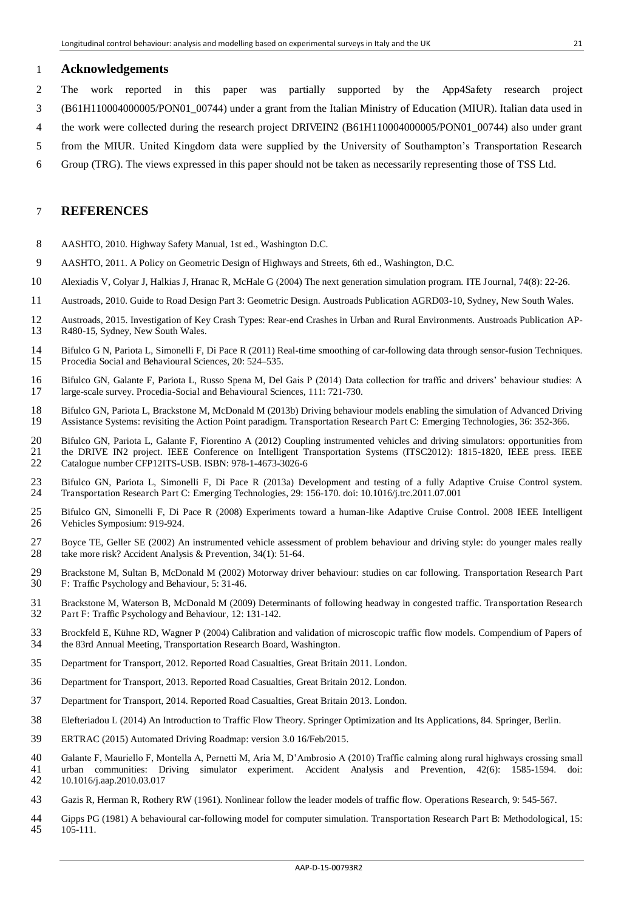## Acknowledgements

The work reported in this paper was partially supported by the App4Safety research project (B61H110004000005/PON01_00744) under a grant from the Italian Ministry of Education (MIUR). Italian data used in the work were collected during the research project DRIVEIN2 (B61H110004000005/PON01_00744) also under grant from the MIUR. United Kingdom data were supplied by the University of Southampton's Transportation Research Group (TRG). The views expressed in this paper should not be taken as necessarily representing those of TSS Ltd.

## REFERENCES

AASHTO, 2010. Highway Safety Manual, 1st ed., Washington D.C.

AASHTO, 2011. A Policy on Geometric Design of Highways and Streets, 6th ed., Washington, D.C.

Alexiadis V, Colyar J, Halkias J, Hranac R, McHale G (2004) The next generation simulation program. ITE Journal, 74(8): 22-26.

Austroads, 2010. Guide to Road Design Part 3: Geometric Design. Austroads Publication AGRD03-10, Sydney, New South Wales.

Austroads, 2015. Investigation of Key Crash Types: Rear-end Crashes in Urban and Rural Environments. Austroads Publication AP-R480-15, Sydney, New South Wales.

Bifulco G N, Pariota L, Simonelli F, Di Pace R (2011) Real-time smoothing of car-following data through sensor-fusion Techniques. Procedia Social and Behavioural Sciences, 20: 524–535.

Bifulco GN, Galante F, Pariota L, Russo Spena M, Del Gais P (2014) Data collection for traffic and drivers' behaviour studies: A large-scale survey. Procedia-Social and Behavioural Sciences, 111: 721-730.

Bifulco GN, Pariota L, Brackstone M, McDonald M (2013b) Driving behaviour models enabling the simulation of Advanced Driving Assistance Systems: revisiting the Action Point paradigm. Transportation Research Part C: Emerging Technologies, 36: 352-366.

Bifulco GN, Pariota L, Galante F, Fiorentino A (2012) Coupling instrumented vehicles and driving simulators: opportunities from the DRIVE IN2 project. IEEE Conference on Intelligent Transportation Systems (ITSC2012): 1815-1820, IEEE press. IEEE Catalogue number CFP12ITS-USB. ISBN: 978-1-4673-3026-6

Bifulco GN, Pariota L, Simonelli F, Di Pace R (2013a) Development and testing of a fully Adaptive Cruise Control system. Transportation Research Part C: Emerging Technologies, 29: 156-170. doi: 10.1016/j.trc.2011.07.001

Bifulco GN, Simonelli F, Di Pace R (2008) Experiments toward a human-like Adaptive Cruise Control. 2008 IEEE Intelligent Vehicles Symposium: 919-924.

Boyce TE, Geller SE (2002) An instrumented vehicle assessment of problem behaviour and driving style: do younger males really take more risk? Accident Analysis & Prevention, 34(1): 51-64.

Brackstone M, Sultan B, McDonald M (2002) Motorway driver behaviour: studies on car following. Transportation Research Part F: Traffic Psychology and Behaviour, 5: 31-46.

Brackstone M, Waterson B, McDonald M (2009) Determinants of following headway in congested traffic. Transportation Research Part F: Traffic Psychology and Behaviour, 12: 131-142.

Brockfeld E, Kühne RD, Wagner P (2004) Calibration and validation of microscopic traffic flow models. Compendium of Papers of the 83rd Annual Meeting, Transportation Research Board, Washington.

Department for Transport, 2012. Reported Road Casualties, Great Britain 2011. London.

Department for Transport, 2013. Reported Road Casualties, Great Britain 2012. London.

Department for Transport, 2014. Reported Road Casualties, Great Britain 2013. London.

Elefteriadou L (2014) An Introduction to Traffic Flow Theory. Springer Optimization and Its Applications, 84. Springer, Berlin.

ERTRAC (2015) Automated Driving Roadmap: version 3.0 16/Feb/2015.

Galante F, Mauriello F, Montella A, Pernetti M, Aria M, D'Ambrosio A (2010) Traffic calming along rural highways crossing small urban communities: Driving simulator experiment. Accident Analysis and Prevention, 42(6): 1585-1594. doi: 10.1016/j.aap.2010.03.017

Gazis R, Herman R, Rothery RW (1961). Nonlinear follow the leader models of traffic flow. Operations Research, 9: 545-567.

Gipps PG (1981) A behavioural car-following model for computer simulation. Transportation Research Part B: Methodological, 15: 105-111.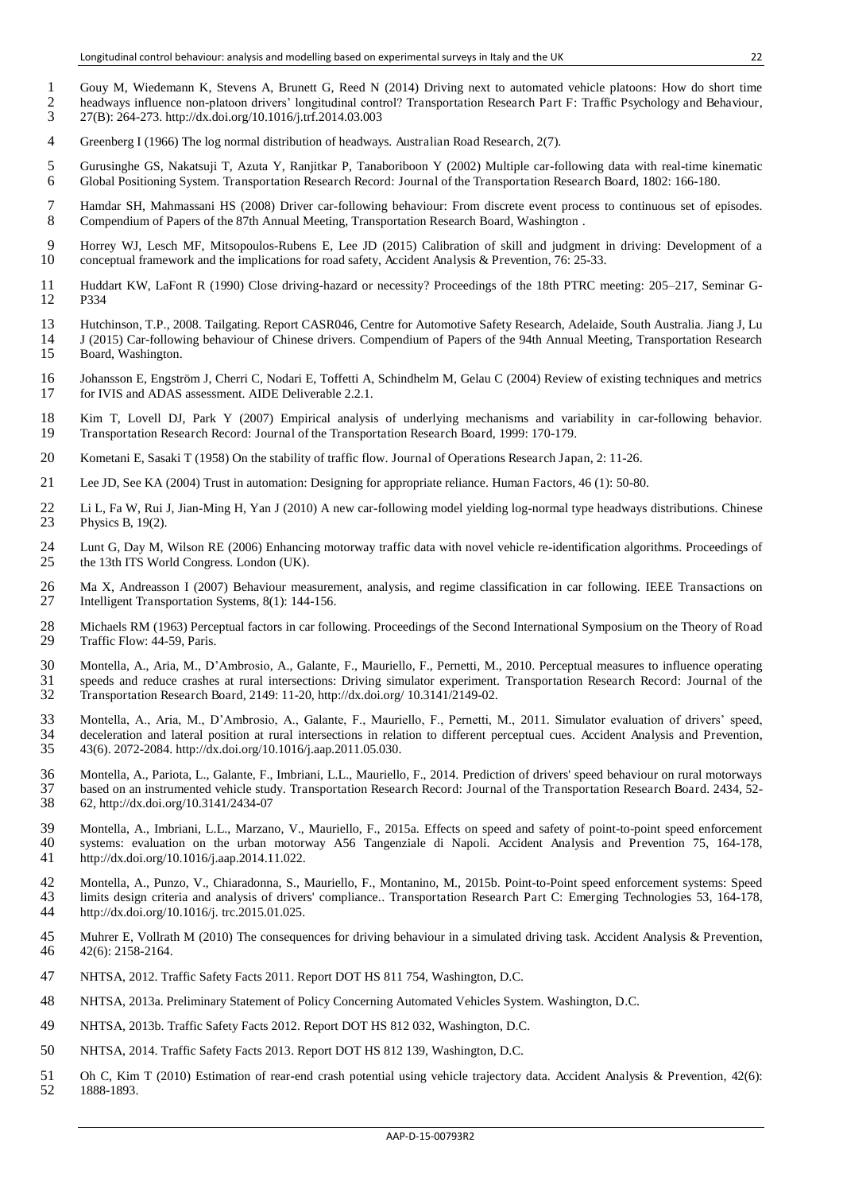Gouy M, Wiedemann K, Stevens A, Brunett G, Reed N (2014) Driving next to automated vehicle platoons: How do short time headways influence non-platoon drivers' longitudinal control? Transportation Research Part F: Traffic Psychology and Behaviour, 27(B): 264-273. http://dx.doi.org/10.1016/j.trf.2014.03.003

Greenberg I (1966) The log normal distribution of headways. Australian Road Research, 2(7).

Gurusinghe GS, Nakatsuji T, Azuta Y, Ranjitkar P, Tanaboriboon Y (2002) Multiple car-following data with real-time kinematic Global Positioning System. Transportation Research Record: Journal of the Transportation Research Board, 1802: 166-180.

Hamdar SH, Mahmassani HS (2008) Driver car-following behaviour: From discrete event process to continuous set of episodes. Compendium of Papers of the 87th Annual Meeting, Transportation Research Board, Washington .

Horrey WJ, Lesch MF, Mitsopoulos-Rubens E, Lee JD (2015) Calibration of skill and judgment in driving: Development of a conceptual framework and the implications for road safety, Accident Analysis & Prevention, 76: 25-33.

Huddart KW, LaFont R (1990) Close driving-hazard or necessity? Proceedings of the 18th PTRC meeting: 205–217, Seminar G-P334

Hutchinson, T.P., 2008. Tailgating. Report CASR046, Centre for Automotive Safety Research, Adelaide, South Australia. Jiang J, Lu J (2015) Car-following behaviour of Chinese drivers. Compendium of Papers of the 94th Annual Meeting, Transportation Research Board, Washington.

Johansson E, Engström J, Cherri C, Nodari E, Toffetti A, Schindhelm M, Gelau C (2004) Review of existing techniques and metrics for IVIS and ADAS assessment. AIDE Deliverable 2.2.1.

Kim T, Lovell DJ, Park Y (2007) Empirical analysis of underlying mechanisms and variability in car-following behavior. Transportation Research Record: Journal of the Transportation Research Board, 1999: 170-179.

Kometani E, Sasaki T (1958) On the stability of traffic flow. Journal of Operations Research Japan, 2: 11-26.

Lee JD, See KA (2004) Trust in automation: Designing for appropriate reliance. Human Factors, 46 (1): 50-80.

Li L, Fa W, Rui J, Jian-Ming H, Yan J (2010) A new car-following model yielding log-normal type headways distributions. Chinese Physics B, 19(2).

Lunt G, Day M, Wilson RE (2006) Enhancing motorway traffic data with novel vehicle re-identification algorithms. Proceedings of the 13th ITS World Congress. London (UK).

Ma X, Andreasson I (2007) Behaviour measurement, analysis, and regime classification in car following. IEEE Transactions on Intelligent Transportation Systems, 8(1): 144-156.

Michaels RM (1963) Perceptual factors in car following. Proceedings of the Second International Symposium on the Theory of Road Traffic Flow: 44-59, Paris.

Montella, A., Aria, M., D'Ambrosio, A., Galante, F., Mauriello, F., Pernetti, M., 2010. Perceptual measures to influence operating speeds and reduce crashes at rural intersections: Driving simulator experiment. Transportation Research Record: Journal of the Transportation Research Board, 2149: 11-20, http://dx.doi.org/ 10.3141/2149-02.

Montella, A., Aria, M., D'Ambrosio, A., Galante, F., Mauriello, F., Pernetti, M., 2011. Simulator evaluation of drivers' speed, deceleration and lateral position at rural intersections in relation to different perceptual cues. Accident Analysis and Prevention, 43(6). 2072-2084. http://dx.doi.org/10.1016/j.aap.2011.05.030.

Montella, A., Pariota, L., Galante, F., Imbriani, L.L., Mauriello, F., 2014. Prediction of drivers' speed behaviour on rural motorways based on an instrumented vehicle study. Transportation Research Record: Journal of the Transportation Research Board. 2434, 52-62, http://dx.doi.org/10.3141/2434-07

Montella, A., Imbriani, L.L., Marzano, V., Mauriello, F., 2015a. Effects on speed and safety of point-to-point speed enforcement systems: evaluation on the urban motorway A56 Tangenziale di Napoli. Accident Analysis and Prevention 75, 164-178, http://dx.doi.org/10.1016/j.aap.2014.11.022.

Montella, A., Punzo, V., Chiaradonna, S., Mauriello, F., Montanino, M., 2015b. Point-to-Point speed enforcement systems: Speed limits design criteria and analysis of drivers' compliance.. Transportation Research Part C: Emerging Technologies 53, 164-178, http://dx.doi.org/10.1016/j. trc.2015.01.025.

Muhrer E, Vollrath M (2010) The consequences for driving behaviour in a simulated driving task. Accident Analysis & Prevention, 42(6): 2158-2164.

NHTSA, 2012. Traffic Safety Facts 2011. Report DOT HS 811 754, Washington, D.C.

NHTSA, 2013a. Preliminary Statement of Policy Concerning Automated Vehicles System. Washington, D.C.

NHTSA, 2013b. Traffic Safety Facts 2012. Report DOT HS 812 032, Washington, D.C.

NHTSA, 2014. Traffic Safety Facts 2013. Report DOT HS 812 139, Washington, D.C.

Oh C, Kim T (2010) Estimation of rear-end crash potential using vehicle trajectory data. Accident Analysis & Prevention, 42(6): 1888-1893.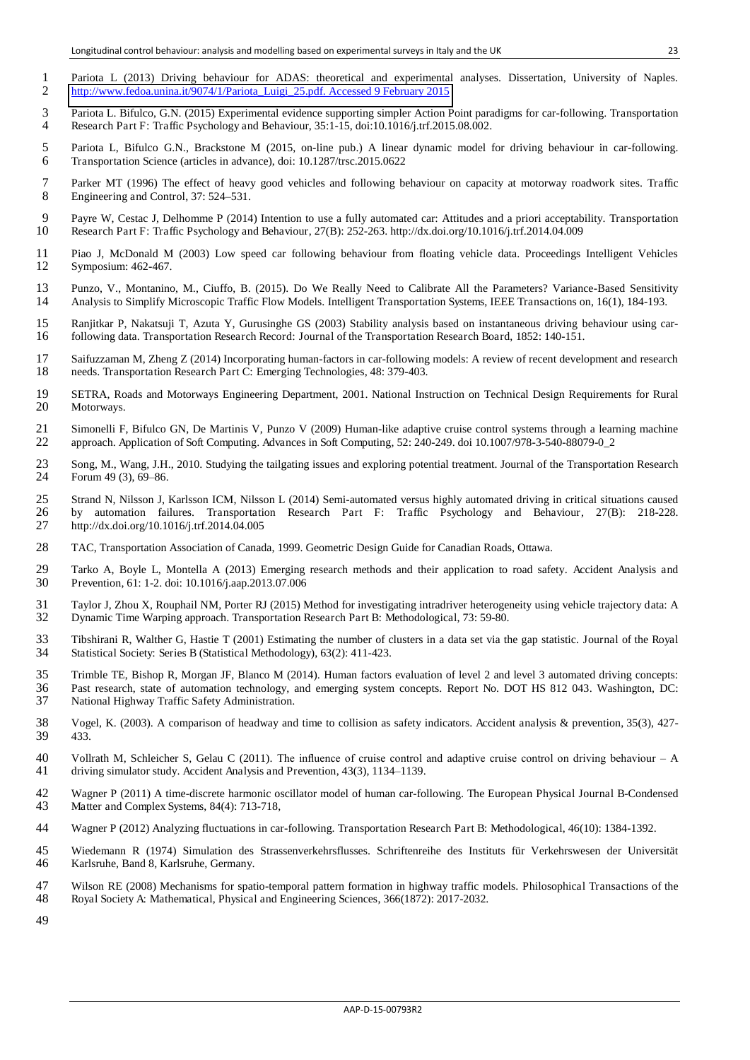Pariota L (2013) Driving behaviour for ADAS: theoretical and experimental analyses. Dissertation, University of Naples. http://www.fedoa.unina.it/9074/1/Pariota_Luigi_25.pdf. Accessed 9 February 2015

Pariota L. Bifulco, G.N. (2015) Experimental evidence supporting simpler Action Point paradigms for car-following. Transportation Research Part F: Traffic Psychology and Behaviour, 35:1-15, doi:10.1016/j.trf.2015.08.002.

Pariota L, Bifulco G.N., Brackstone M (2015, on-line pub.) A linear dynamic model for driving behaviour in car-following. Transportation Science (articles in advance), doi: 10.1287/trsc.2015.0622

Parker MT (1996) The effect of heavy good vehicles and following behaviour on capacity at motorway roadwork sites. Traffic Engineering and Control, 37: 524–531.

Payre W, Cestac J, Delhomme P (2014) Intention to use a fully automated car: Attitudes and a priori acceptability. Transportation Research Part F: Traffic Psychology and Behaviour, 27(B): 252-263. http://dx.doi.org/10.1016/j.trf.2014.04.009

Piao J, McDonald M (2003) Low speed car following behaviour from floating vehicle data. Proceedings Intelligent Vehicles Symposium: 462-467.

Punzo, V., Montanino, M., Ciuffo, B. (2015). Do We Really Need to Calibrate All the Parameters? Variance-Based Sensitivity Analysis to Simplify Microscopic Traffic Flow Models. Intelligent Transportation Systems, IEEE Transactions on, 16(1), 184-193.

Ranjitkar P, Nakatsuji T, Azuta Y, Gurusinghe GS (2003) Stability analysis based on instantaneous driving behaviour using car-following data. Transportation Research Record: Journal of the Transportation Research Board, 1852: 140-151.

Saifuzzaman M, Zheng Z (2014) Incorporating human-factors in car-following models: A review of recent development and research needs. Transportation Research Part C: Emerging Technologies, 48: 379-403.

SETRA, Roads and Motorways Engineering Department, 2001. National Instruction on Technical Design Requirements for Rural Motorways.

Simonelli F, Bifulco GN, De Martinis V, Punzo V (2009) Human-like adaptive cruise control systems through a learning machine approach. Application of Soft Computing. Advances in Soft Computing, 52: 240-249. doi 10.1007/978-3-540-88079-0_2

Song, M., Wang, J.H., 2010. Studying the tailgating issues and exploring potential treatment. Journal of the Transportation Research Forum 49 (3), 69–86.

Strand N, Nilsson J, Karlsson ICM, Nilsson L (2014) Semi-automated versus highly automated driving in critical situations caused by automation failures. Transportation Research Part F: Traffic Psychology and Behaviour, 27(B): 218-228. http://dx.doi.org/10.1016/j.trf.2014.04.005

TAC, Transportation Association of Canada, 1999. Geometric Design Guide for Canadian Roads, Ottawa.

Tarko A, Boyle L, Montella A (2013) Emerging research methods and their application to road safety. Accident Analysis and Prevention, 61: 1-2. doi: 10.1016/j.aap.2013.07.006

Taylor J, Zhou X, Rouphail NM, Porter RJ (2015) Method for investigating intradriver heterogeneity using vehicle trajectory data: A Dynamic Time Warping approach. Transportation Research Part B: Methodological, 73: 59-80.

Tibshirani R, Walther G, Hastie T (2001) Estimating the number of clusters in a data set via the gap statistic. Journal of the Royal Statistical Society: Series B (Statistical Methodology), 63(2): 411-423.

Trimble TE, Bishop R, Morgan JF, Blanco M (2014). Human factors evaluation of level 2 and level 3 automated driving concepts: Past research, state of automation technology, and emerging system concepts. Report No. DOT HS 812 043. Washington, DC: National Highway Traffic Safety Administration.

Vogel, K. (2003). A comparison of headway and time to collision as safety indicators. Accident analysis & prevention, 35(3), 427-433.

Vollrath M, Schleicher S, Gelau C (2011). The influence of cruise control and adaptive cruise control on driving behaviour – A driving simulator study. Accident Analysis and Prevention, 43(3), 1134–1139.

Wagner P (2011) A time-discrete harmonic oscillator model of human car-following. The European Physical Journal B-Condensed Matter and Complex Systems, 84(4): 713-718,

Wagner P (2012) Analyzing fluctuations in car-following. Transportation Research Part B: Methodological, 46(10): 1384-1392.

Wiedemann R (1974) Simulation des Strassenverkehrsflusses. Schriftenreihe des Instituts für Verkehrswesen der Universität Karlsruhe, Band 8, Karlsruhe, Germany.

Wilson RE (2008) Mechanisms for spatio-temporal pattern formation in highway traffic models. Philosophical Transactions of the Royal Society A: Mathematical, Physical and Engineering Sciences, 366(1872): 2017-2032.